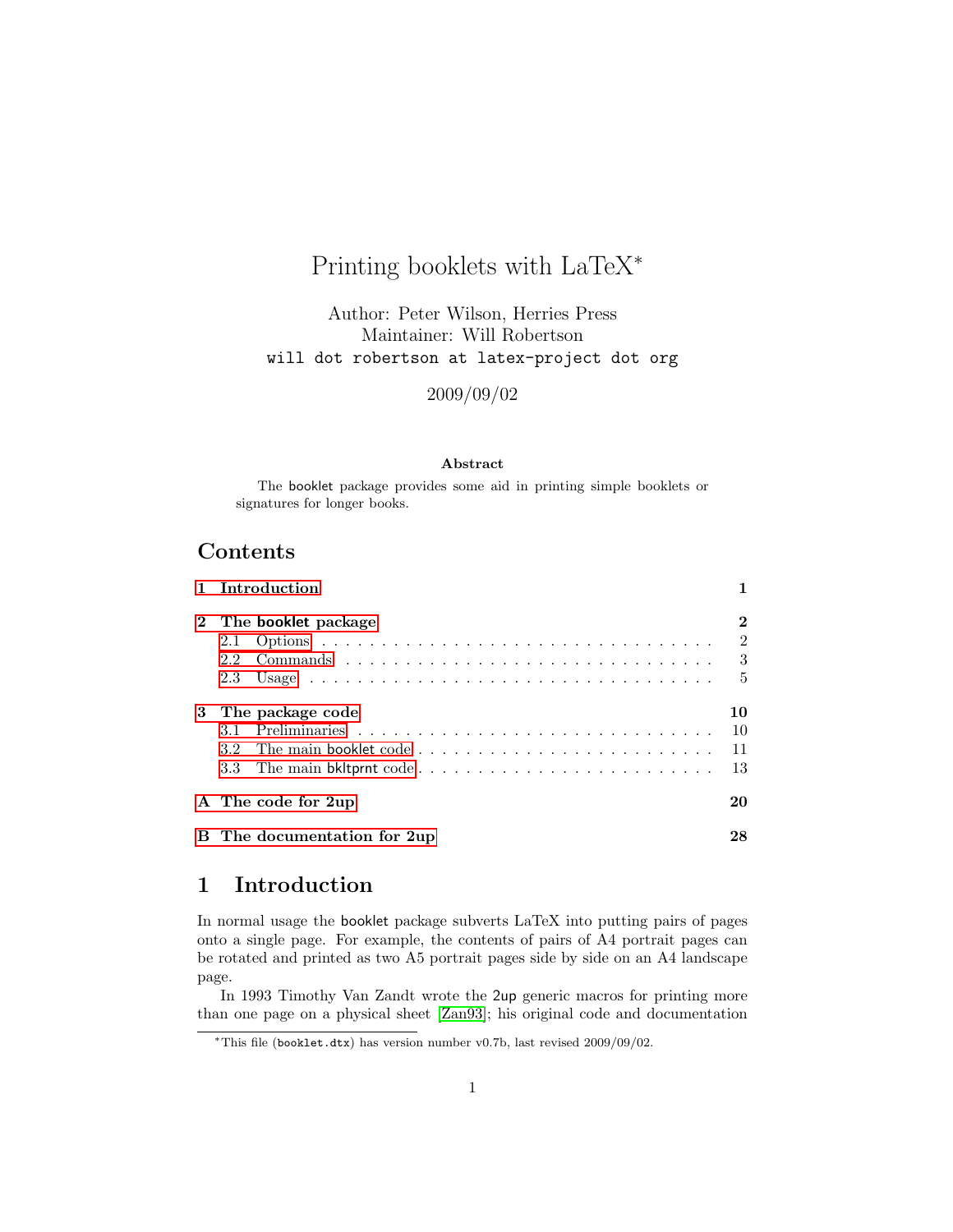# Printing booklets with LaTeX*

Author: Peter Wilson, Herries Press
Maintainer: Will Robertson
`will dot robertson at latex-project dot org`

2009/09/02

**Abstract**

The booklet package provides some aid in printing simple booklets or signatures for longer books.

## Contents

| | |
|---|---|
| **1 Introduction** | **1** |
| **2 The booklet package** | **2** |
| 2.1 Options | 2 |
| 2.2 Commands | 3 |
| 2.3 Usage | 5 |
| **3 The package code** | **10** |
| 3.1 Preliminaries | 10 |
| 3.2 The main booklet code | 11 |
| 3.3 The main bkltprnt code | 13 |
| **A The code for 2up** | **20** |
| **B The documentation for 2up** | **28** |

## 1 Introduction

In normal usage the booklet package subverts LaTeX into putting pairs of pages onto a single page. For example, the contents of pairs of A4 portrait pages can be rotated and printed as two A5 portrait pages side by side on an A4 landscape page.

In 1993 Timothy Van Zandt wrote the 2up generic macros for printing more than one page on a physical sheet [Zan93]; his original code and documentation

*This file (`booklet.dtx`) has version number v0.7b, last revised 2009/09/02.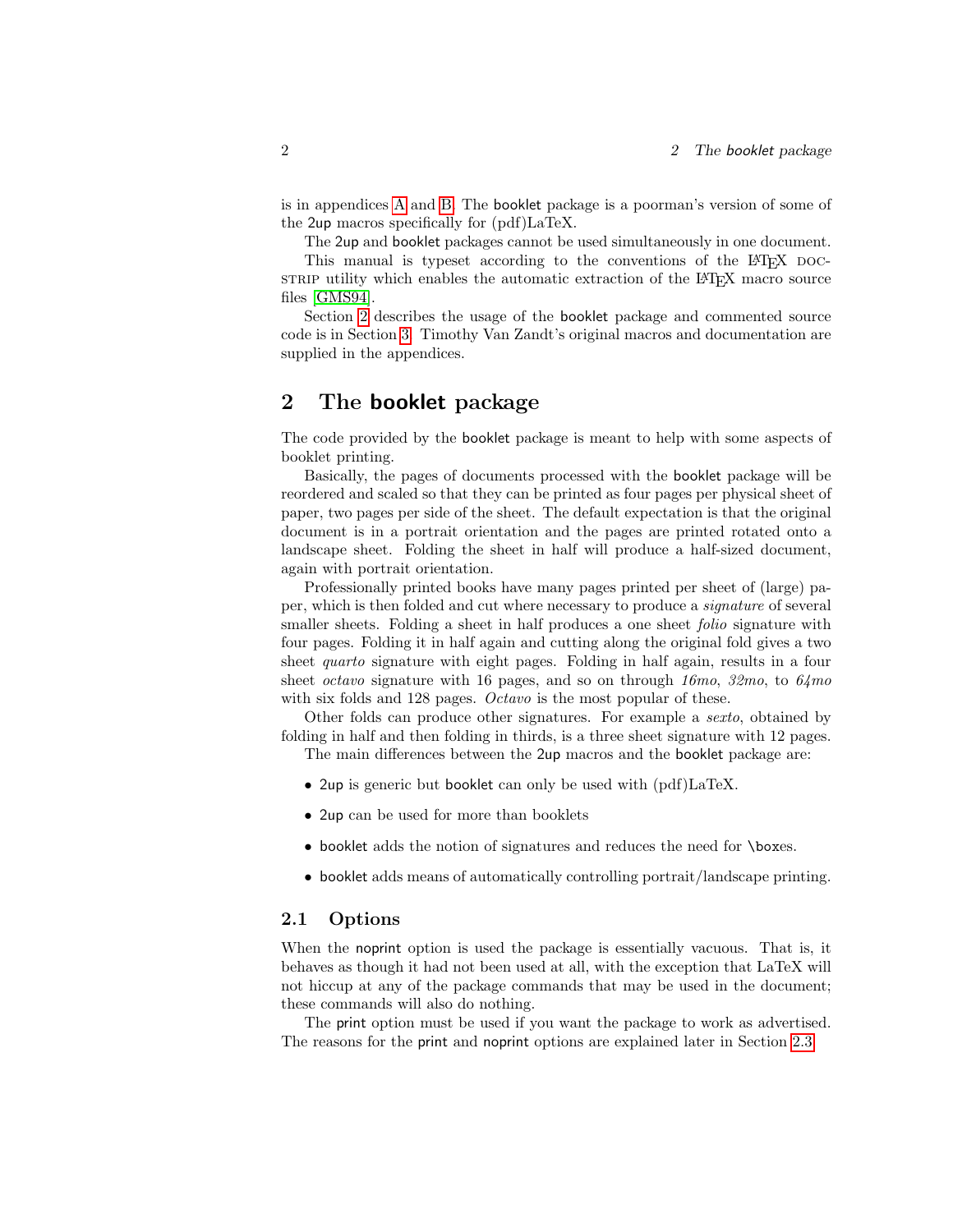is in appendices A and B. The booklet package is a poorman's version of some of the 2up macros specifically for (pdf)LaTeX.

The 2up and booklet packages cannot be used simultaneously in one document.

This manual is typeset according to the conventions of the LaTeX DOCSTRIP utility which enables the automatic extraction of the LaTeX macro source files [GMS94].

Section 2 describes the usage of the booklet package and commented source code is in Section 3. Timothy Van Zandt's original macros and documentation are supplied in the appendices.

# 2 The booklet package

The code provided by the booklet package is meant to help with some aspects of booklet printing.

Basically, the pages of documents processed with the booklet package will be reordered and scaled so that they can be printed as four pages per physical sheet of paper, two pages per side of the sheet. The default expectation is that the original document is in a portrait orientation and the pages are printed rotated onto a landscape sheet. Folding the sheet in half will produce a half-sized document, again with portrait orientation.

Professionally printed books have many pages printed per sheet of (large) paper, which is then folded and cut where necessary to produce a *signature* of several smaller sheets. Folding a sheet in half produces a one sheet *folio* signature with four pages. Folding it in half again and cutting along the original fold gives a two sheet *quarto* signature with eight pages. Folding in half again, results in a four sheet *octavo* signature with 16 pages, and so on through *16mo*, *32mo*, to *64mo* with six folds and 128 pages. *Octavo* is the most popular of these.

Other folds can produce other signatures. For example a *sexto*, obtained by folding in half and then folding in thirds, is a three sheet signature with 12 pages.

The main differences between the 2up macros and the booklet package are:

- 2up is generic but booklet can only be used with (pdf)LaTeX.
- 2up can be used for more than booklets
- booklet adds the notion of signatures and reduces the need for \boxes.
- booklet adds means of automatically controlling portrait/landscape printing.

## 2.1 Options

When the noprint option is used the package is essentially vacuous. That is, it behaves as though it had not been used at all, with the exception that LaTeX will not hiccup at any of the package commands that may be used in the document; these commands will also do nothing.

The print option must be used if you want the package to work as advertised. The reasons for the print and noprint options are explained later in Section 2.3.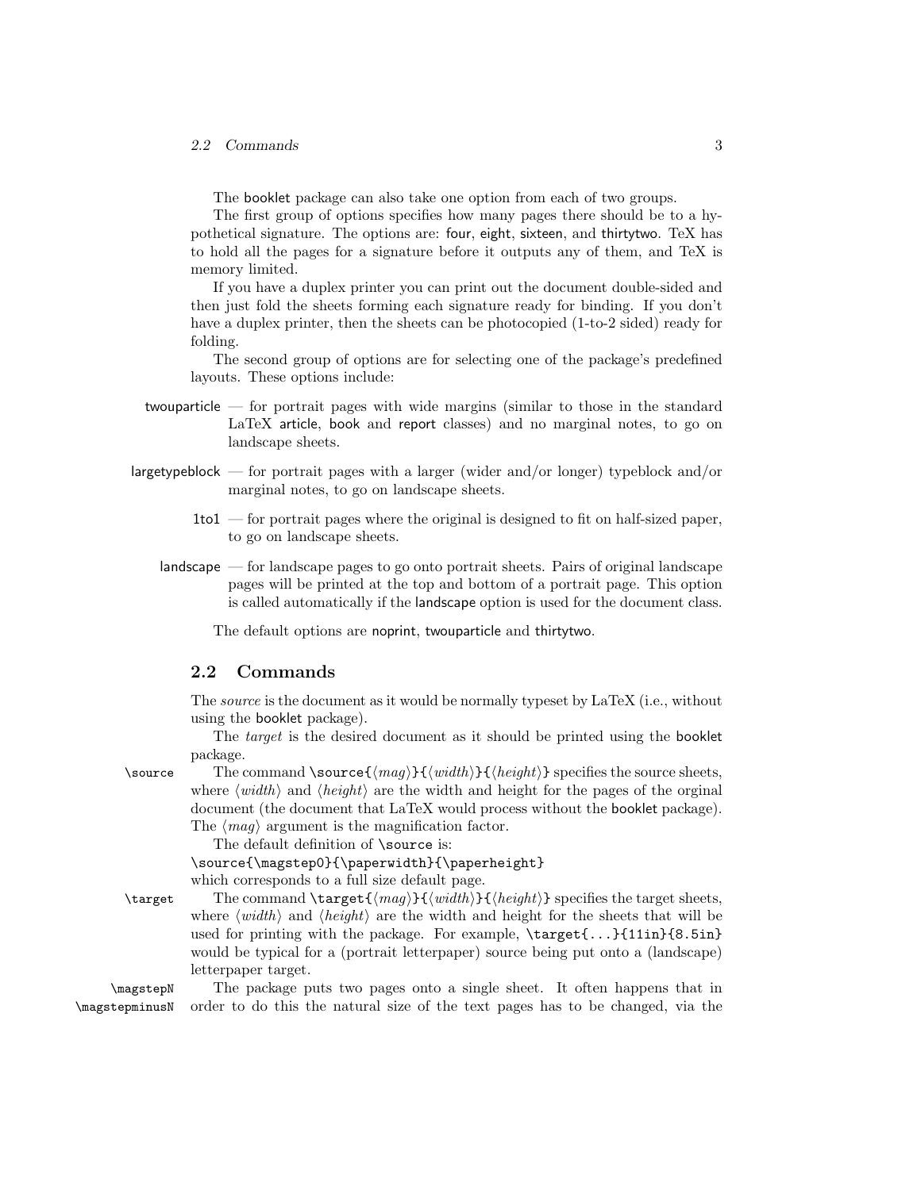The booklet package can also take one option from each of two groups.

The first group of options specifies how many pages there should be to a hypothetical signature. The options are: four, eight, sixteen, and thirtytwo. TeX has to hold all the pages for a signature before it outputs any of them, and TeX is memory limited.

If you have a duplex printer you can print out the document double-sided and then just fold the sheets forming each signature ready for binding. If you don't have a duplex printer, then the sheets can be photocopied (1-to-2 sided) ready for folding.

The second group of options are for selecting one of the package's predefined layouts. These options include:

- twouparticle — for portrait pages with wide margins (similar to those in the standard LaTeX article, book and report classes) and no marginal notes, to go on landscape sheets.
- largetypeblock — for portrait pages with a larger (wider and/or longer) typeblock and/or marginal notes, to go on landscape sheets.
- 1to1 — for portrait pages where the original is designed to fit on half-sized paper, to go on landscape sheets.
- landscape — for landscape pages to go onto portrait sheets. Pairs of original landscape pages will be printed at the top and bottom of a portrait page. This option is called automatically if the landscape option is used for the document class.

The default options are noprint, twouparticle and thirtytwo.

## 2.2 Commands

The *source* is the document as it would be normally typeset by LaTeX (i.e., without using the booklet package).

The *target* is the desired document as it should be printed using the booklet package.

`\source` The command `\source{⟨mag⟩}{⟨width⟩}{⟨height⟩}` specifies the source sheets, where ⟨*width*⟩ and ⟨*height*⟩ are the width and height for the pages of the orginal document (the document that LaTeX would process without the booklet package). The ⟨*mag*⟩ argument is the magnification factor.

The default definition of `\source` is:

```
\source{\magstep0}{\paperwidth}{\paperheight}
```

which corresponds to a full size default page.

`\target` The command `\target{⟨mag⟩}{⟨width⟩}{⟨height⟩}` specifies the target sheets, where ⟨*width*⟩ and ⟨*height*⟩ are the width and height for the sheets that will be used for printing with the package. For example, `\target{...}{11in}{8.5in}` would be typical for a (portrait letterpaper) source being put onto a (landscape) letterpaper target.

`\magstepN` `\magstepminusN` The package puts two pages onto a single sheet. It often happens that in order to do this the natural size of the text pages has to be changed, via the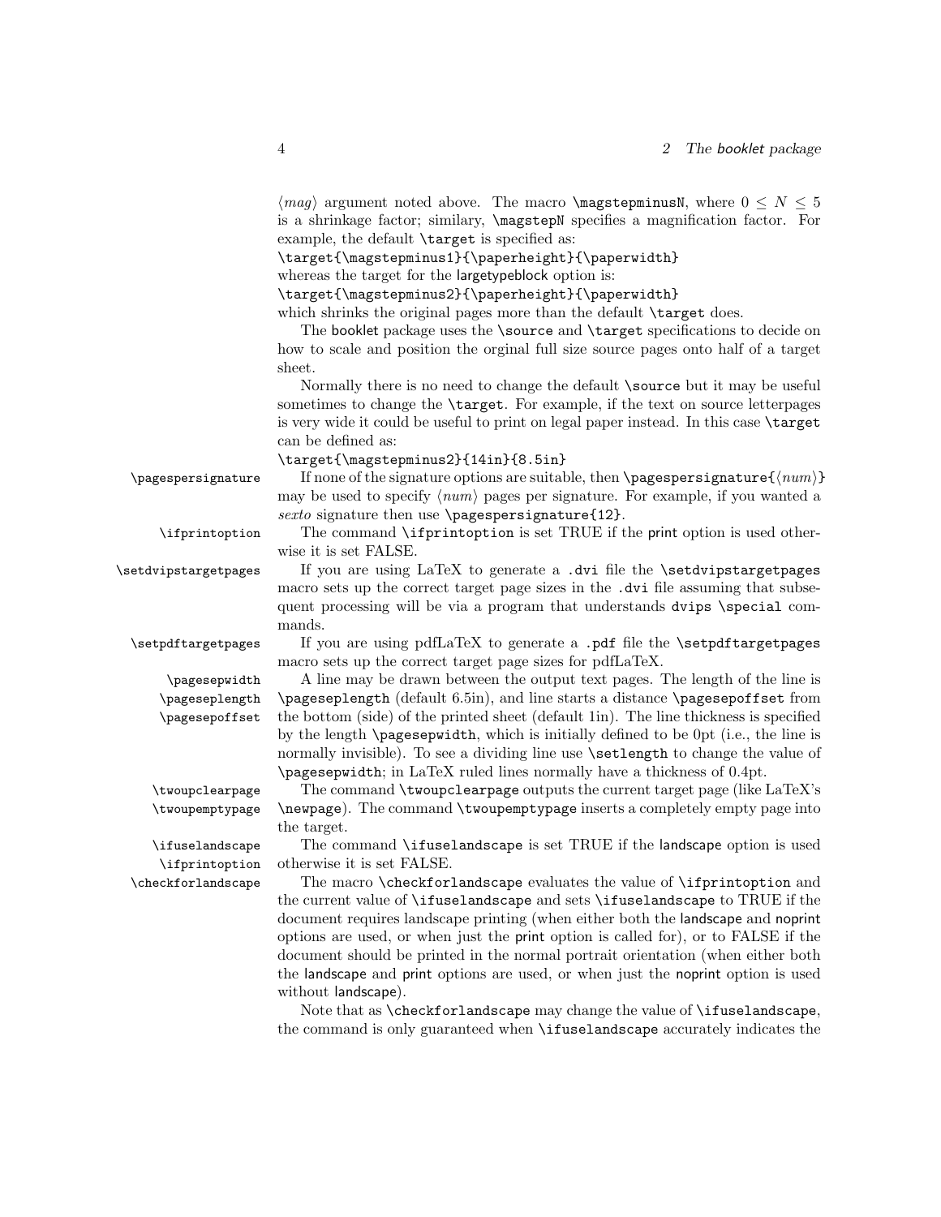⟨*mag*⟩ argument noted above. The macro `\magstepminusN`, where $0 \leq N \leq 5$ is a shrinkage factor; similary, `\magstepN` specifies a magnification factor. For example, the default `\target` is specified as:

`\target{\magstepminus1}{\paperheight}{\paperwidth}`

whereas the target for the largetypeblock option is:

`\target{\magstepminus2}{\paperheight}{\paperwidth}`

which shrinks the original pages more than the default `\target` does.

The booklet package uses the `\source` and `\target` specifications to decide on how to scale and position the orginal full size source pages onto half of a target sheet.

Normally there is no need to change the default `\source` but it may be useful sometimes to change the `\target`. For example, if the text on source letterpages is very wide it could be useful to print on legal paper instead. In this case `\target` can be defined as:

`\target{\magstepminus2}{14in}{8.5in}`

**\pagespersignature** — If none of the signature options are suitable, then `\pagespersignature{`⟨*num*⟩`}` may be used to specify ⟨*num*⟩ pages per signature. For example, if you wanted a *sexto* signature then use `\pagespersignature{12}`.

**\ifprintoption** — The command `\ifprintoption` is set TRUE if the print option is used otherwise it is set FALSE.

**\setdvipstargetpages** — If you are using LaTeX to generate a `.dvi` file the `\setdvipstargetpages` macro sets up the correct target page sizes in the `.dvi` file assuming that subsequent processing will be via a program that understands `dvips` `\special` commands.

**\setpdftargetpages** — If you are using pdfLaTeX to generate a `.pdf` file the `\setpdftargetpages` macro sets up the correct target page sizes for pdfLaTeX.

**\pagesepwidth**
**\pageseplength**
**\pagesepoffset** — A line may be drawn between the output text pages. The length of the line is `\pageseplength` (default 6.5in), and line starts a distance `\pagesepoffset` from the bottom (side) of the printed sheet (default 1in). The line thickness is specified by the length `\pagesepwidth`, which is initially defined to be 0pt (i.e., the line is normally invisible). To see a dividing line use `\setlength` to change the value of `\pagesepwidth`; in LaTeX ruled lines normally have a thickness of 0.4pt.

**\twoupclearpage**
**\twoupemptypage** — The command `\twoupclearpage` outputs the current target page (like LaTeX's `\newpage`). The command `\twoupemptypage` inserts a completely empty page into the target.

**\ifuselandscape**
**\ifprintoption** — The command `\ifuselandscape` is set TRUE if the landscape option is used otherwise it is set FALSE.

**\checkforlandscape** — The macro `\checkforlandscape` evaluates the value of `\ifprintoption` and the current value of `\ifuselandscape` and sets `\ifuselandscape` to TRUE if the document requires landscape printing (when either both the landscape and noprint options are used, or when just the print option is called for), or to FALSE if the document should be printed in the normal portrait orientation (when either both the landscape and print options are used, or when just the noprint option is used without landscape).

Note that as `\checkforlandscape` may change the value of `\ifuselandscape`, the command is only guaranteed when `\ifuselandscape` accurately indicates the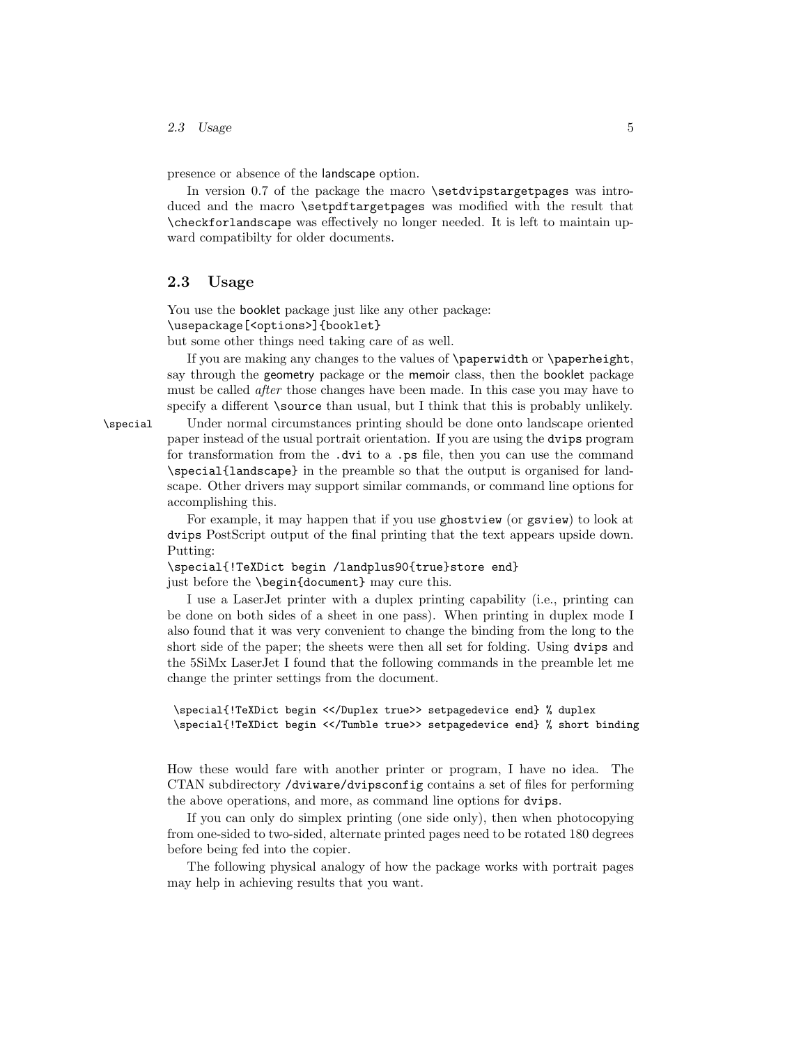presence or absence of the landscape option.

In version 0.7 of the package the macro `\setdvipstargetpages` was introduced and the macro `\setpdftargetpages` was modified with the result that `\checkforlandscape` was effectively no longer needed. It is left to maintain upward compatibilty for older documents.

## 2.3 Usage

You use the booklet package just like any other package:
`\usepackage[<options>]{booklet}`
but some other things need taking care of as well.

If you are making any changes to the values of `\paperwidth` or `\paperheight`, say through the geometry package or the memoir class, then the booklet package must be called *after* those changes have been made. In this case you may have to specify a different `\source` than usual, but I think that this is probably unlikely.

`\special` Under normal circumstances printing should be done onto landscape oriented paper instead of the usual portrait orientation. If you are using the `dvips` program for transformation from the `.dvi` to a `.ps` file, then you can use the command `\special{landscape}` in the preamble so that the output is organised for landscape. Other drivers may support similar commands, or command line options for accomplishing this.

For example, it may happen that if you use `ghostview` (or `gsview`) to look at `dvips` PostScript output of the final printing that the text appears upside down. Putting:
`\special{!TeXDict begin /landplus90{true}store end}`
just before the `\begin{document}` may cure this.

I use a LaserJet printer with a duplex printing capability (i.e., printing can be done on both sides of a sheet in one pass). When printing in duplex mode I also found that it was very convenient to change the binding from the long to the short side of the paper; the sheets were then all set for folding. Using `dvips` and the 5SiMx LaserJet I found that the following commands in the preamble let me change the printer settings from the document.

```
\special{!TeXDict begin <</Duplex true>> setpagedevice end} % duplex
\special{!TeXDict begin <</Tumble true>> setpagedevice end} % short binding
```

How these would fare with another printer or program, I have no idea. The CTAN subdirectory `/dviware/dvipsconfig` contains a set of files for performing the above operations, and more, as command line options for `dvips`.

If you can only do simplex printing (one side only), then when photocopying from one-sided to two-sided, alternate printed pages need to be rotated 180 degrees before being fed into the copier.

The following physical analogy of how the package works with portrait pages may help in achieving results that you want.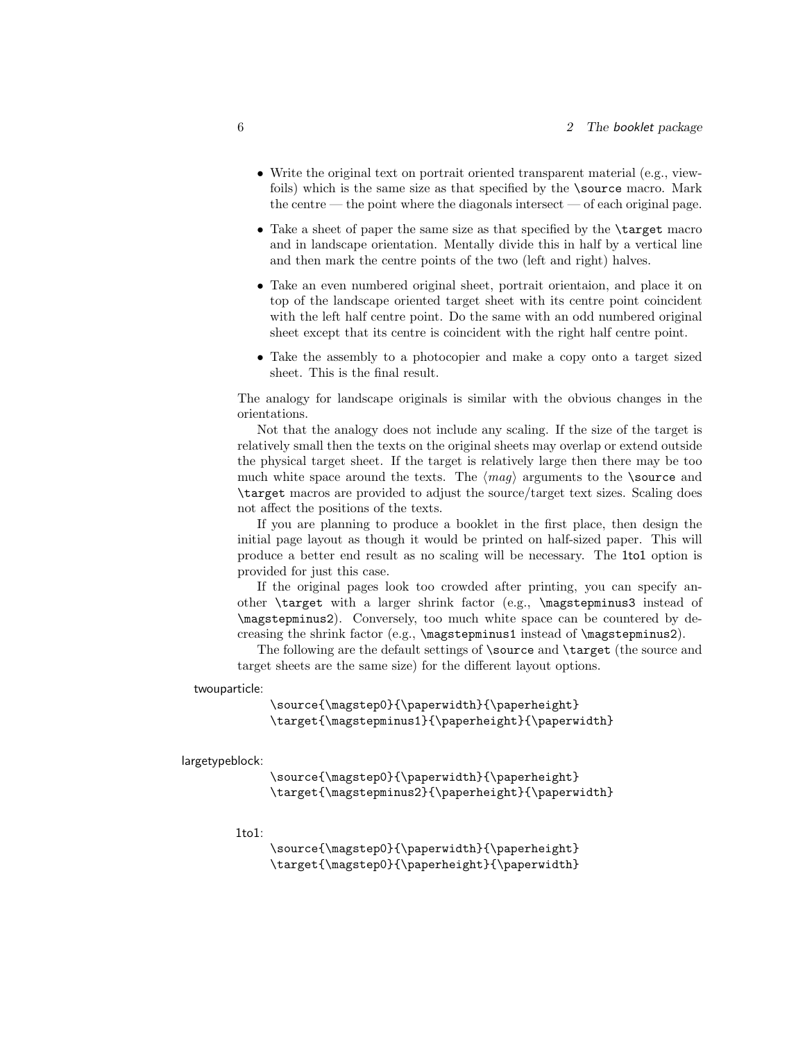- Write the original text on portrait oriented transparent material (e.g., viewfoils) which is the same size as that specified by the `\source` macro. Mark the centre — the point where the diagonals intersect — of each original page.
- Take a sheet of paper the same size as that specified by the `\target` macro and in landscape orientation. Mentally divide this in half by a vertical line and then mark the centre points of the two (left and right) halves.
- Take an even numbered original sheet, portrait orientaion, and place it on top of the landscape oriented target sheet with its centre point coincident with the left half centre point. Do the same with an odd numbered original sheet except that its centre is coincident with the right half centre point.
- Take the assembly to a photocopier and make a copy onto a target sized sheet. This is the final result.

The analogy for landscape originals is similar with the obvious changes in the orientations.

Not that the analogy does not include any scaling. If the size of the target is relatively small then the texts on the original sheets may overlap or extend outside the physical target sheet. If the target is relatively large then there may be too much white space around the texts. The ⟨*mag*⟩ arguments to the `\source` and `\target` macros are provided to adjust the source/target text sizes. Scaling does not affect the positions of the texts.

If you are planning to produce a booklet in the first place, then design the initial page layout as though it would be printed on half-sized paper. This will produce a better end result as no scaling will be necessary. The 1to1 option is provided for just this case.

If the original pages look too crowded after printing, you can specify another `\target` with a larger shrink factor (e.g., `\magstepminus3` instead of `\magstepminus2`). Conversely, too much white space can be countered by decreasing the shrink factor (e.g., `\magstepminus1` instead of `\magstepminus2`).

The following are the default settings of `\source` and `\target` (the source and target sheets are the same size) for the different layout options.

twouparticle:

```
\source{\magstep0}{\paperwidth}{\paperheight}
\target{\magstepminus1}{\paperheight}{\paperwidth}
```

largetypeblock:

```
\source{\magstep0}{\paperwidth}{\paperheight}
\target{\magstepminus2}{\paperheight}{\paperwidth}
```

1to1:

```
\source{\magstep0}{\paperwidth}{\paperheight}
\target{\magstep0}{\paperheight}{\paperwidth}
```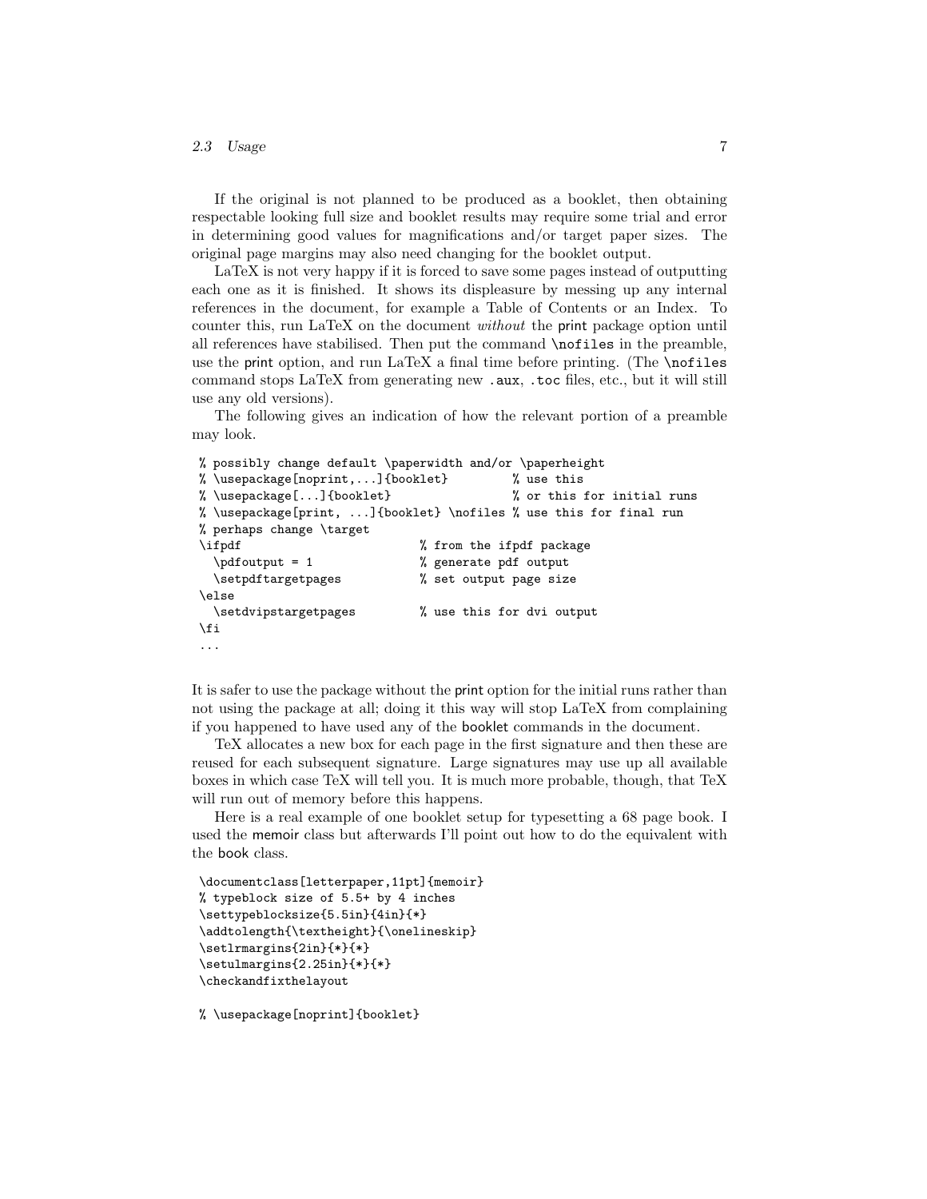If the original is not planned to be produced as a booklet, then obtaining respectable looking full size and booklet results may require some trial and error in determining good values for magnifications and/or target paper sizes. The original page margins may also need changing for the booklet output.

LaTeX is not very happy if it is forced to save some pages instead of outputting each one as it is finished. It shows its displeasure by messing up any internal references in the document, for example a Table of Contents or an Index. To counter this, run LaTeX on the document *without* the print package option until all references have stabilised. Then put the command `\nofiles` in the preamble, use the print option, and run LaTeX a final time before printing. (The `\nofiles` command stops LaTeX from generating new `.aux`, `.toc` files, etc., but it will still use any old versions).

The following gives an indication of how the relevant portion of a preamble may look.

```
% possibly change default \paperwidth and/or \paperheight
% \usepackage[noprint,...]{booklet}         % use this
% \usepackage[...]{booklet}                 % or this for initial runs
% \usepackage[print, ...]{booklet} \nofiles % use this for final run
% perhaps change \target
\ifpdf                          % from the ifpdf package
  \pdfoutput = 1                % generate pdf output
  \setpdftargetpages            % set output page size
\else
  \setdvipstargetpages          % use this for dvi output
\fi
...
```

It is safer to use the package without the print option for the initial runs rather than not using the package at all; doing it this way will stop LaTeX from complaining if you happened to have used any of the booklet commands in the document.

TeX allocates a new box for each page in the first signature and then these are reused for each subsequent signature. Large signatures may use up all available boxes in which case TeX will tell you. It is much more probable, though, that TeX will run out of memory before this happens.

Here is a real example of one booklet setup for typesetting a 68 page book. I used the memoir class but afterwards I'll point out how to do the equivalent with the book class.

```
\documentclass[letterpaper,11pt]{memoir}
% typeblock size of 5.5+ by 4 inches
\settypeblocksize{5.5in}{4in}{*}
\addtolength{\textheight}{\onelineskip}
\setlrmargins{2in}{*}{*}
\setulmargins{2.25in}{*}{*}
\checkandfixthelayout

% \usepackage[noprint]{booklet}
```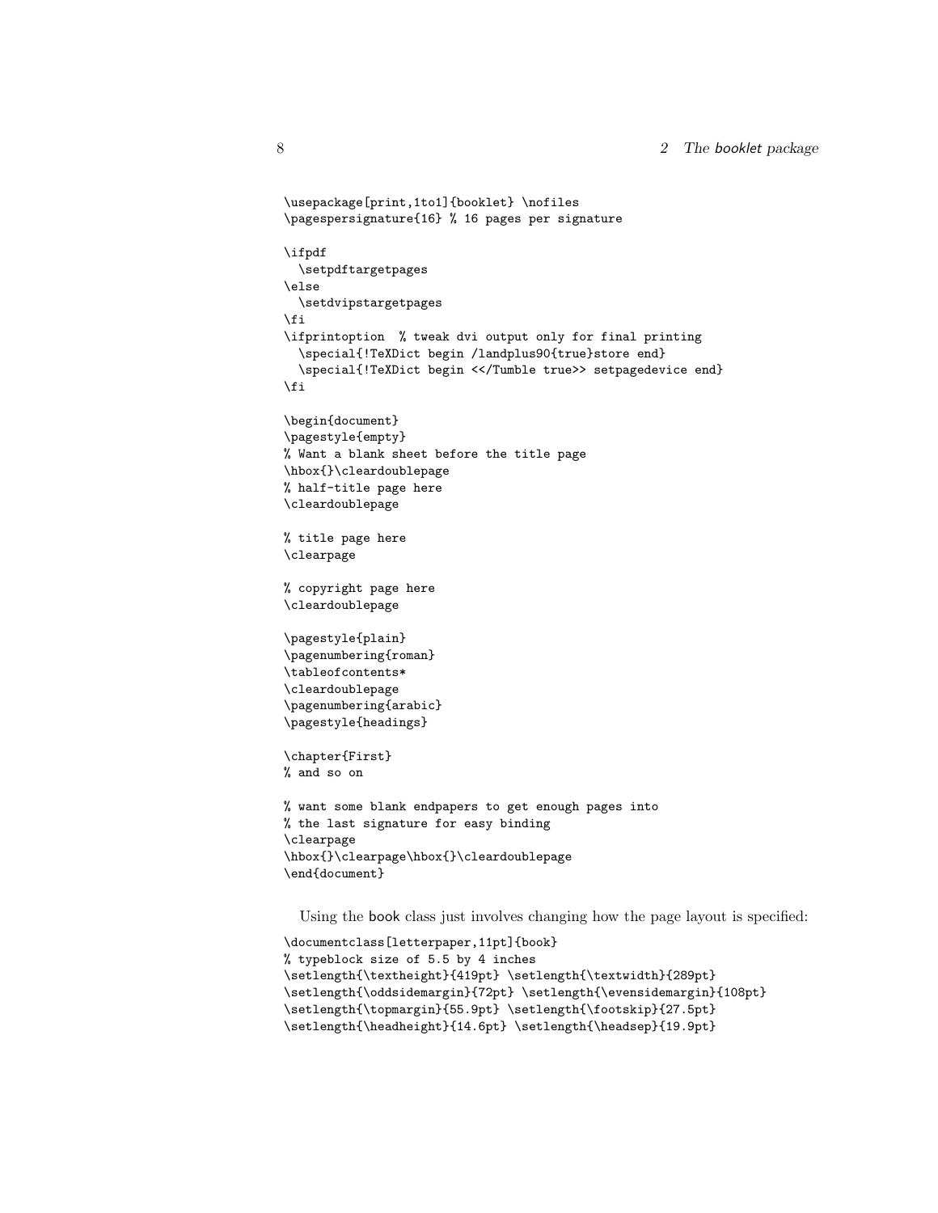```
\usepackage[print,1to1]{booklet} \nofiles
\pagespersignature{16} % 16 pages per signature

\ifpdf
  \setpdftargetpages
\else
  \setdvipstargetpages
\fi
\ifprintoption  % tweak dvi output only for final printing
  \special{!TeXDict begin /landplus90{true}store end}
  \special{!TeXDict begin <</Tumble true>> setpagedevice end}
\fi

\begin{document}
\pagestyle{empty}
% Want a blank sheet before the title page
\hbox{}\cleardoublepage
% half-title page here
\cleardoublepage

% title page here
\clearpage

% copyright page here
\cleardoublepage

\pagestyle{plain}
\pagenumbering{roman}
\tableofcontents*
\cleardoublepage
\pagenumbering{arabic}
\pagestyle{headings}

\chapter{First}
% and so on

% want some blank endpapers to get enough pages into
% the last signature for easy binding
\clearpage
\hbox{}\clearpage\hbox{}\cleardoublepage
\end{document}
```

Using the book class just involves changing how the page layout is specified:

```
\documentclass[letterpaper,11pt]{book}
% typeblock size of 5.5 by 4 inches
\setlength{\textheight}{419pt} \setlength{\textwidth}{289pt}
\setlength{\oddsidemargin}{72pt} \setlength{\evensidemargin}{108pt}
\setlength{\topmargin}{55.9pt} \setlength{\footskip}{27.5pt}
\setlength{\headheight}{14.6pt} \setlength{\headsep}{19.9pt}
```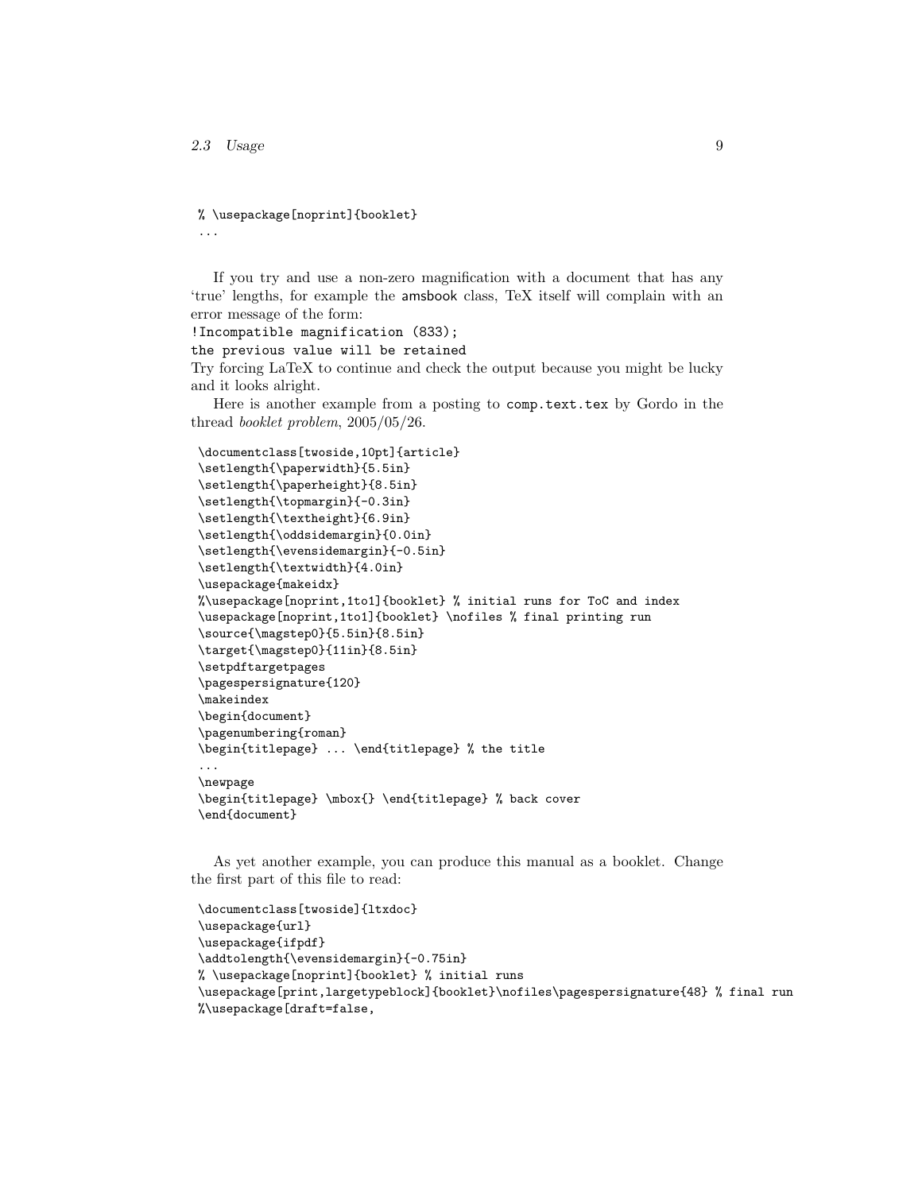```
% \usepackage[noprint]{booklet}
...
```

If you try and use a non-zero magnification with a document that has any 'true' lengths, for example the amsbook class, TeX itself will complain with an error message of the form:

```
!Incompatible magnification (833);
the previous value will be retained
```

Try forcing LaTeX to continue and check the output because you might be lucky and it looks alright.

Here is another example from a posting to `comp.text.tex` by Gordo in the thread *booklet problem*, 2005/05/26.

```
\documentclass[twoside,10pt]{article}
\setlength{\paperwidth}{5.5in}
\setlength{\paperheight}{8.5in}
\setlength{\topmargin}{-0.3in}
\setlength{\textheight}{6.9in}
\setlength{\oddsidemargin}{0.0in}
\setlength{\evensidemargin}{-0.5in}
\setlength{\textwidth}{4.0in}
\usepackage{makeidx}
%\usepackage[noprint,1to1]{booklet} % initial runs for ToC and index
\usepackage[noprint,1to1]{booklet} \nofiles % final printing run
\source{\magstep0}{5.5in}{8.5in}
\target{\magstep0}{11in}{8.5in}
\setpdftargetpages
\pagespersignature{120}
\makeindex
\begin{document}
\pagenumbering{roman}
\begin{titlepage} ... \end{titlepage} % the title
...
\newpage
\begin{titlepage} \mbox{} \end{titlepage} % back cover
\end{document}
```

As yet another example, you can produce this manual as a booklet. Change the first part of this file to read:

```
\documentclass[twoside]{ltxdoc}
\usepackage{url}
\usepackage{ifpdf}
\addtolength{\evensidemargin}{-0.75in}
% \usepackage[noprint]{booklet} % initial runs
\usepackage[print,largetypeblock]{booklet}\nofiles\pagespersignature{48} % final run
%\usepackage[draft=false,
```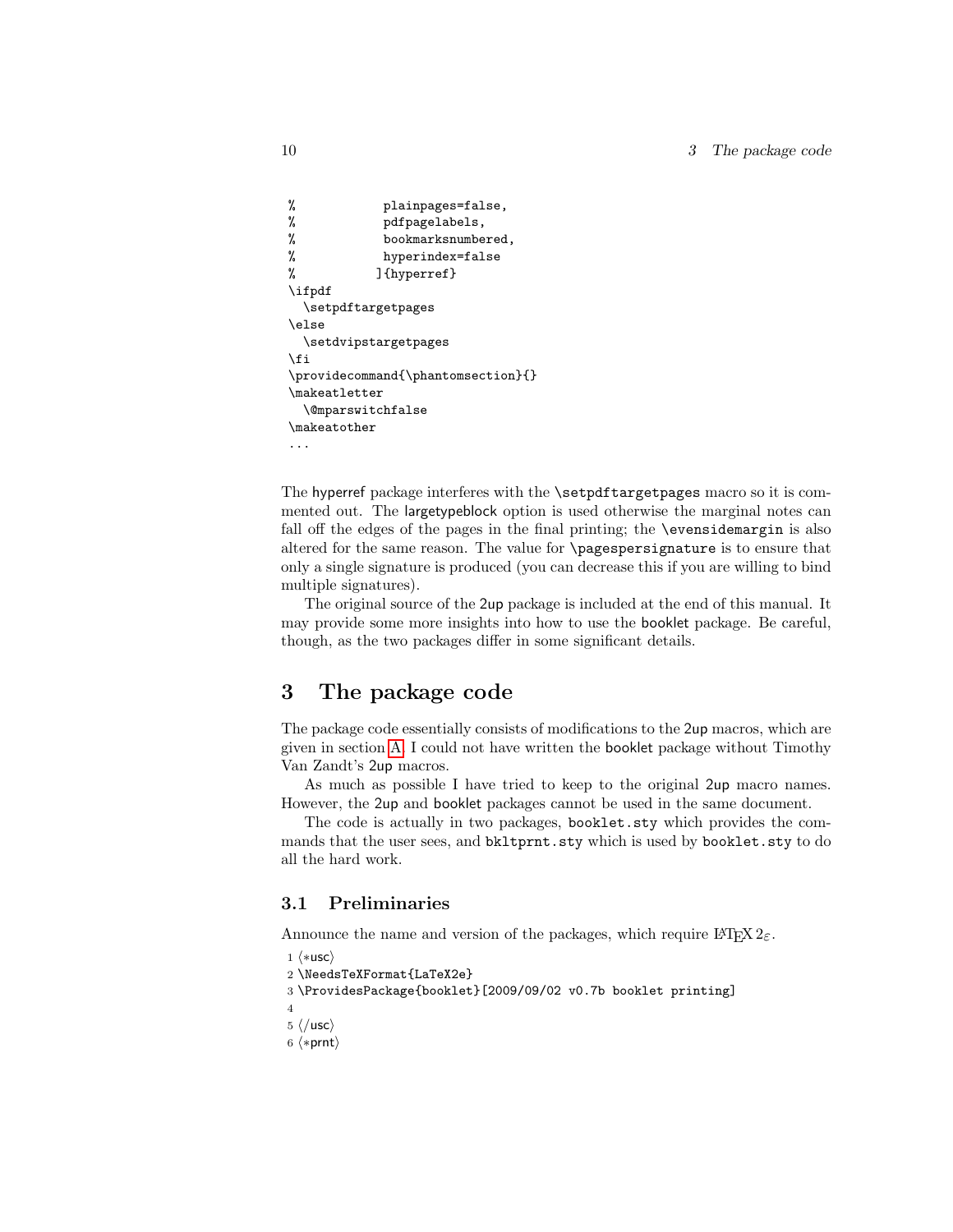```
%            plainpages=false,
%            pdfpagelabels,
%            bookmarksnumbered,
%            hyperindex=false
%           ]{hyperref}
\ifpdf
  \setpdftargetpages
\else
  \setdvipstargetpages
\fi
\providecommand{\phantomsection}{}
\makeatletter
  \@mparswitchfalse
\makeatother
...
```

The hyperref package interferes with the `\setpdftargetpages` macro so it is commented out. The largetypeblock option is used otherwise the marginal notes can fall off the edges of the pages in the final printing; the `\evensidemargin` is also altered for the same reason. The value for `\pagespersignature` is to ensure that only a single signature is produced (you can decrease this if you are willing to bind multiple signatures).

The original source of the 2up package is included at the end of this manual. It may provide some more insights into how to use the booklet package. Be careful, though, as the two packages differ in some significant details.

# 3 The package code

The package code essentially consists of modifications to the 2up macros, which are given in section A. I could not have written the booklet package without Timothy Van Zandt's 2up macros.

As much as possible I have tried to keep to the original 2up macro names. However, the 2up and booklet packages cannot be used in the same document.

The code is actually in two packages, `booklet.sty` which provides the commands that the user sees, and `bkltprnt.sty` which is used by `booklet.sty` to do all the hard work.

## 3.1 Preliminaries

Announce the name and version of the packages, which require LaTeX $2_\varepsilon$.

```
1 ⟨*usc⟩
2 \NeedsTeXFormat{LaTeX2e}
3 \ProvidesPackage{booklet}[2009/09/02 v0.7b booklet printing]
4
5 ⟨/usc⟩
6 ⟨*prnt⟩
```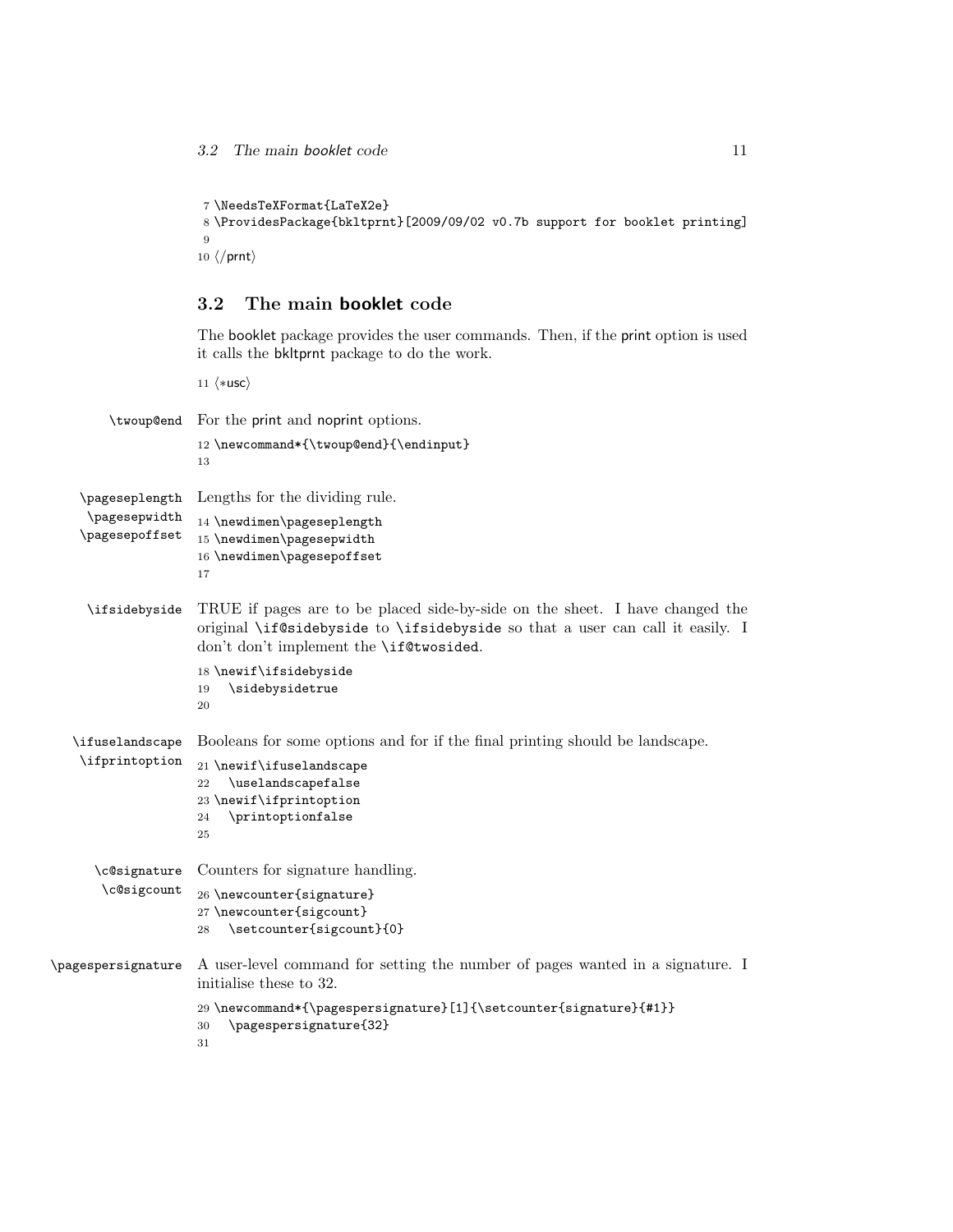```
7 \NeedsTeXFormat{LaTeX2e}
8 \ProvidesPackage{bkltprnt}[2009/09/02 v0.7b support for booklet printing]
9
10 ⟨/prnt⟩
```

### 3.2 The main booklet code

The booklet package provides the user commands. Then, if the print option is used it calls the bkltprnt package to do the work.

```
11 ⟨*usc⟩
```

\twoup@end — For the print and noprint options.

```
12 \newcommand*{\twoup@end}{\endinput}
13
```

\pageseplength \pagesepwidth \pagesepoffset — Lengths for the dividing rule.

```
14 \newdimen\pageseplength
15 \newdimen\pagesepwidth
16 \newdimen\pagesepoffset
17
```

\ifsidebyside — TRUE if pages are to be placed side-by-side on the sheet. I have changed the original `\if@sidebyside` to `\ifsidebyside` so that a user can call it easily. I don't don't implement the `\if@twosided`.

```
18 \newif\ifsidebyside
19   \sidebysidetrue
20
```

\ifuselandscape \ifprintoption — Booleans for some options and for if the final printing should be landscape.

```
21 \newif\ifuselandscape
22   \uselandscapefalse
23 \newif\ifprintoption
24   \printoptionfalse
25
```

\c@signature \c@sigcount — Counters for signature handling.

```
26 \newcounter{signature}
27 \newcounter{sigcount}
28   \setcounter{sigcount}{0}
```

\pagespersignature — A user-level command for setting the number of pages wanted in a signature. I initialise these to 32.

```
29 \newcommand*{\pagespersignature}[1]{\setcounter{signature}{#1}}
30   \pagespersignature{32}
31
```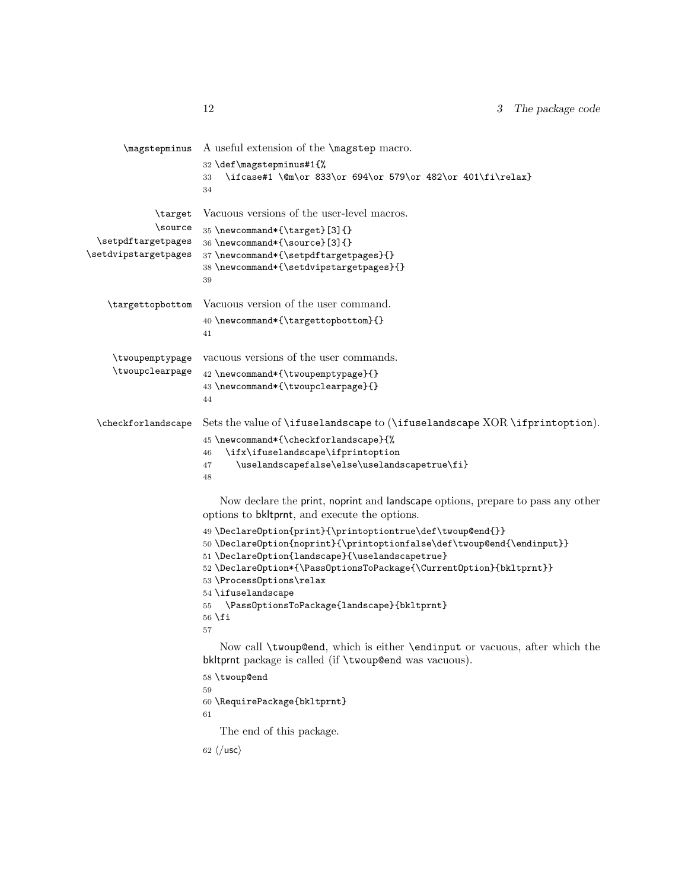\magstepminus A useful extension of the \magstep macro.

```
32 \def\magstepminus#1{%
33   \ifcase#1 \@m\or 833\or 694\or 579\or 482\or 401\fi\relax}
34
```

\target \source \setpdftargetpages \setdvipstargetpages Vacuous versions of the user-level macros.

```
35 \newcommand*{\target}[3]{}
36 \newcommand*{\source}[3]{}
37 \newcommand*{\setpdftargetpages}{}
38 \newcommand*{\setdvipstargetpages}{}
39
```

\targettopbottom Vacuous version of the user command.

```
40 \newcommand*{\targettopbottom}{}
41
```

\twoupemptypage \twoupclearpage vacuous versions of the user commands.

```
42 \newcommand*{\twoupemptypage}{}
43 \newcommand*{\twoupclearpage}{}
44
```

\checkforlandscape Sets the value of \ifuselandscape to (\ifuselandscape XOR \ifprintoption).

```
45 \newcommand*{\checkforlandscape}{%
46   \ifx\ifuselandscape\ifprintoption
47     \uselandscapefalse\else\uselandscapetrue\fi}
48
```

Now declare the print, noprint and landscape options, prepare to pass any other options to bkltprnt, and execute the options.

```
49 \DeclareOption{print}{\printoptiontrue\def\twoup@end{}}
50 \DeclareOption{noprint}{\printoptionfalse\def\twoup@end{\endinput}}
51 \DeclareOption{landscape}{\uselandscapetrue}
52 \DeclareOption*{\PassOptionsToPackage{\CurrentOption}{bkltprnt}}
53 \ProcessOptions\relax
54 \ifuselandscape
55   \PassOptionsToPackage{landscape}{bkltprnt}
56 \fi
57
```

Now call \twoup@end, which is either \endinput or vacuous, after which the bkltprnt package is called (if \twoup@end was vacuous).

```
58 \twoup@end
59
60 \RequirePackage{bkltprnt}
61
```

The end of this package.

```
62 </usc>
```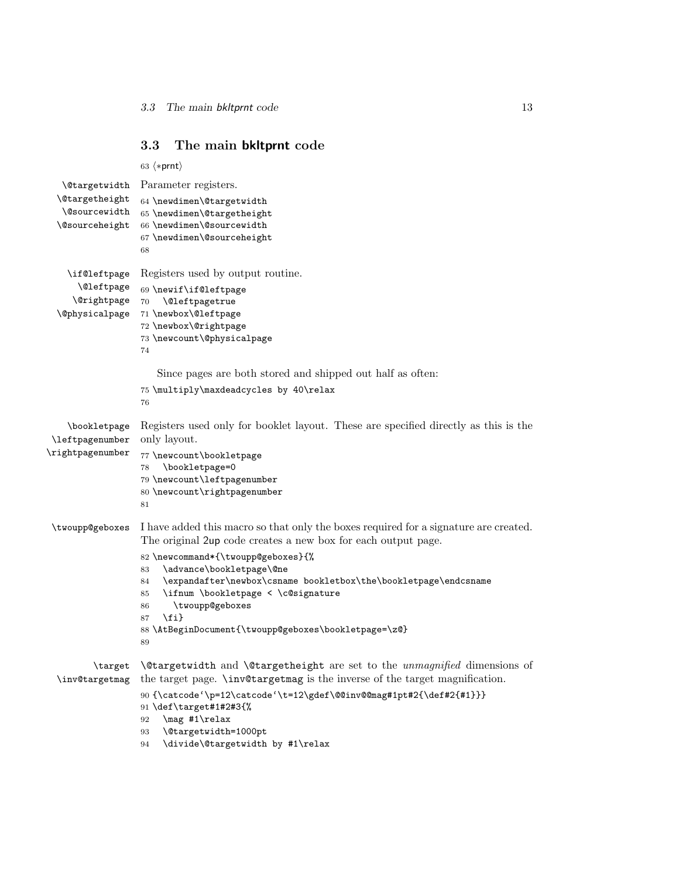## 3.3 The main **bkltprnt** code

```
63 <*prnt>
```

`\@targetwidth` `\@targetheight` `\@sourcewidth` `\@sourceheight`

Parameter registers.

```
64 \newdimen\@targetwidth
65 \newdimen\@targetheight
66 \newdimen\@sourcewidth
67 \newdimen\@sourceheight
68
```

`\if@leftpage` `\@leftpage` `\@rightpage` `\@physicalpage`

Registers used by output routine.

```
69 \newif\if@leftpage
70   \@leftpagetrue
71 \newbox\@leftpage
72 \newbox\@rightpage
73 \newcount\@physicalpage
74
```

Since pages are both stored and shipped out half as often:

```
75 \multiply\maxdeadcycles by 40\relax
76
```

`\bookletpage` `\leftpagenumber` `\rightpagenumber`

Registers used only for booklet layout. These are specified directly as this is the only layout.

```
77 \newcount\bookletpage
78   \bookletpage=0
79 \newcount\leftpagenumber
80 \newcount\rightpagenumber
81
```

`\twoupp@geboxes`

I have added this macro so that only the boxes required for a signature are created. The original 2up code creates a new box for each output page.

```
82 \newcommand*{\twoupp@geboxes}{%
83   \advance\bookletpage\@ne
84   \expandafter\newbox\csname bookletbox\the\bookletpage\endcsname
85   \ifnum \bookletpage < \c@signature
86     \twoupp@geboxes
87   \fi}
88 \AtBeginDocument{\twoupp@geboxes\bookletpage=\z@}
89
```

`\target` `\inv@targetmag`

`\@targetwidth` and `\@targetheight` are set to the *unmagnified* dimensions of the target page. `\inv@targetmag` is the inverse of the target magnification.

```
90 {\catcode`\p=12\catcode`\t=12\gdef\@@inv@@mag#1pt#2{\def#2{#1}}}
91 \def\target#1#2#3{%
92   \mag #1\relax
93   \@targetwidth=1000pt
94   \divide\@targetwidth by #1\relax
```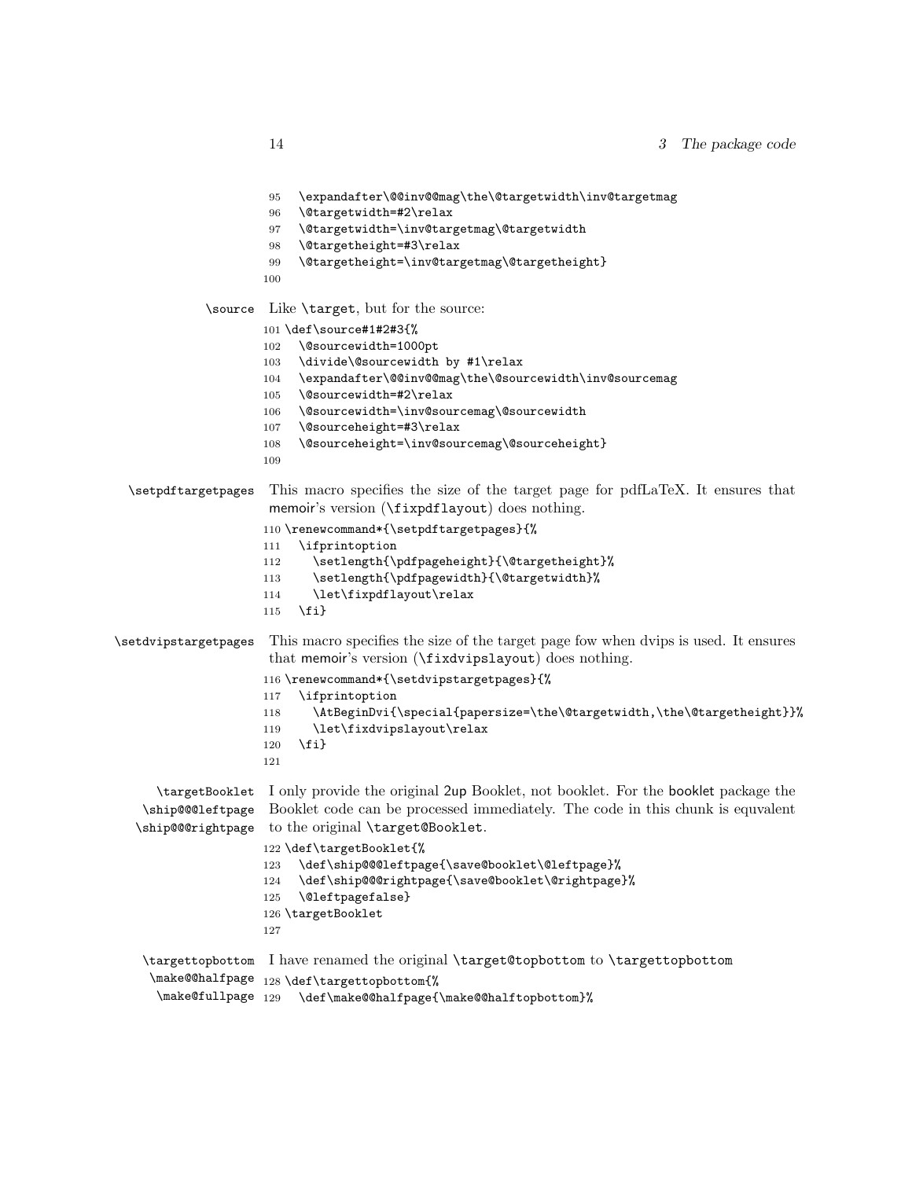```
95   \expandafter\@@inv@@mag\the\@targetwidth\inv@targetmag
96   \@targetwidth=#2\relax
97   \@targetwidth=\inv@targetmag\@targetwidth
98   \@targetheight=#3\relax
99   \@targetheight=\inv@targetmag\@targetheight}
100
```

\source Like \target, but for the source:

```
101 \def\source#1#2#3{%
102   \@sourcewidth=1000pt
103   \divide\@sourcewidth by #1\relax
104   \expandafter\@@inv@@mag\the\@sourcewidth\inv@sourcemag
105   \@sourcewidth=#2\relax
106   \@sourcewidth=\inv@sourcemag\@sourcewidth
107   \@sourceheight=#3\relax
108   \@sourceheight=\inv@sourcemag\@sourceheight}
109
```

\setpdftargetpages This macro specifies the size of the target page for pdfLaTeX. It ensures that memoir's version (\fixpdflayout) does nothing.

```
110 \renewcommand*{\setpdftargetpages}{%
111   \ifprintoption
112     \setlength{\pdfpageheight}{\@targetheight}%
113     \setlength{\pdfpagewidth}{\@targetwidth}%
114     \let\fixpdflayout\relax
115   \fi}
```

\setdvipstargetpages This macro specifies the size of the target page fow when dvips is used. It ensures that memoir's version (\fixdvipslayout) does nothing.

```
116 \renewcommand*{\setdvipstargetpages}{%
117   \ifprintoption
118     \AtBeginDvi{\special{papersize=\the\@targetwidth,\the\@targetheight}}%
119     \let\fixdvipslayout\relax
120   \fi}
121
```

\targetBooklet \ship@@@leftpage \ship@@@rightpage I only provide the original 2up Booklet, not booklet. For the booklet package the Booklet code can be processed immediately. The code in this chunk is equvalent to the original \target@Booklet.

```
122 \def\targetBooklet{%
123   \def\ship@@@leftpage{\save@booklet\@leftpage}%
124   \def\ship@@@rightpage{\save@booklet\@rightpage}%
125   \@leftpagefalse}
126 \targetBooklet
127
```

\targettopbottom \make@@halfpage \make@fullpage I have renamed the original \target@topbottom to \targettopbottom

```
128 \def\targettopbottom{%
129   \def\make@@halfpage{\make@@halftopbottom}%
```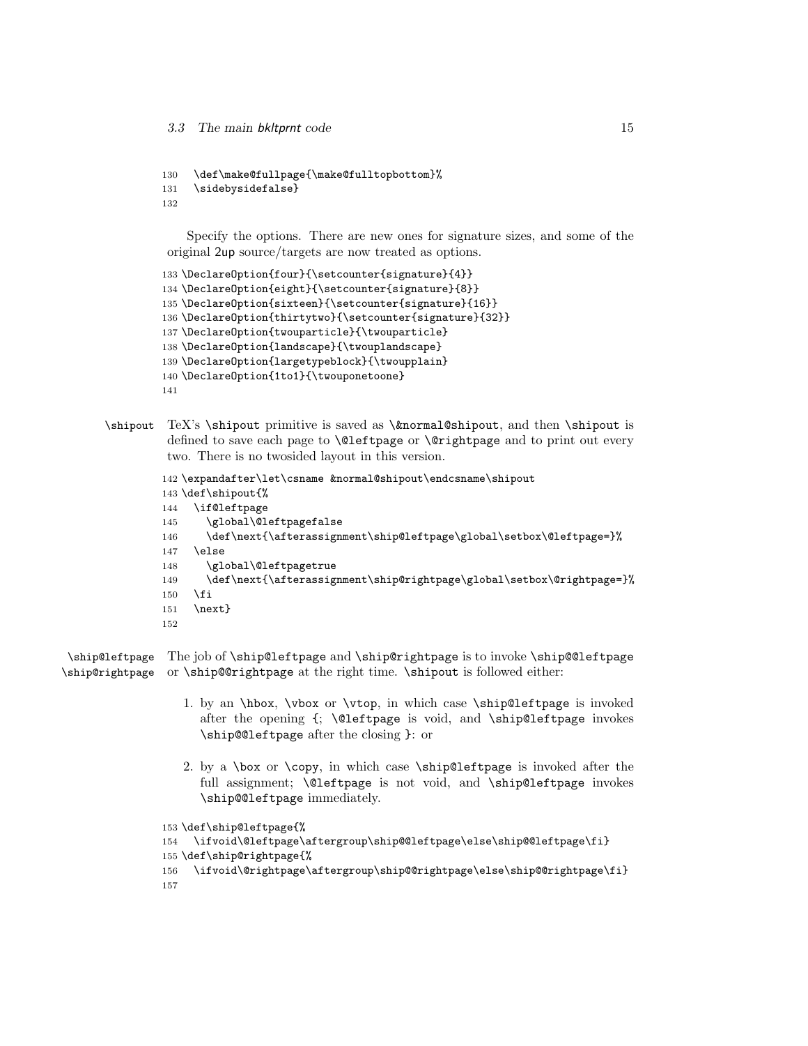```
130  \def\make@fullpage{\make@fulltopbottom}%
131  \sidebysidefalse}
132
```

Specify the options. There are new ones for signature sizes, and some of the original 2up source/targets are now treated as options.

```
133 \DeclareOption{four}{\setcounter{signature}{4}}
134 \DeclareOption{eight}{\setcounter{signature}{8}}
135 \DeclareOption{sixteen}{\setcounter{signature}{16}}
136 \DeclareOption{thirtytwo}{\setcounter{signature}{32}}
137 \DeclareOption{twouparticle}{\twouparticle}
138 \DeclareOption{landscape}{\twouplandscape}
139 \DeclareOption{largetypeblock}{\twouplain}
140 \DeclareOption{1to1}{\twouponetoone}
141
```

`\shipout` TeX's `\shipout` primitive is saved as `\&normal@shipout`, and then `\shipout` is defined to save each page to `\@leftpage` or `\@rightpage` and to print out every two. There is no twosided layout in this version.

```
142 \expandafter\let\csname &normal@shipout\endcsname\shipout
143 \def\shipout{%
144   \if@leftpage
145     \global\@leftpagefalse
146     \def\next{\afterassignment\ship@leftpage\global\setbox\@leftpage=}%
147   \else
148     \global\@leftpagetrue
149     \def\next{\afterassignment\ship@rightpage\global\setbox\@rightpage=}%
150   \fi
151   \next}
152
```

`\ship@leftpage` `\ship@rightpage` The job of `\ship@leftpage` and `\ship@rightpage` is to invoke `\ship@@leftpage` or `\ship@@rightpage` at the right time. `\shipout` is followed either:

1. by an `\hbox`, `\vbox` or `\vtop`, in which case `\ship@leftpage` is invoked after the opening `{`; `\@leftpage` is void, and `\ship@leftpage` invokes `\ship@@leftpage` after the closing `}`: or

2. by a `\box` or `\copy`, in which case `\ship@leftpage` is invoked after the full assignment; `\@leftpage` is not void, and `\ship@leftpage` invokes `\ship@@leftpage` immediately.

```
153 \def\ship@leftpage{%
154   \ifvoid\@leftpage\aftergroup\ship@@leftpage\else\ship@@leftpage\fi}
155 \def\ship@rightpage{%
156   \ifvoid\@rightpage\aftergroup\ship@@rightpage\else\ship@@rightpage\fi}
157
```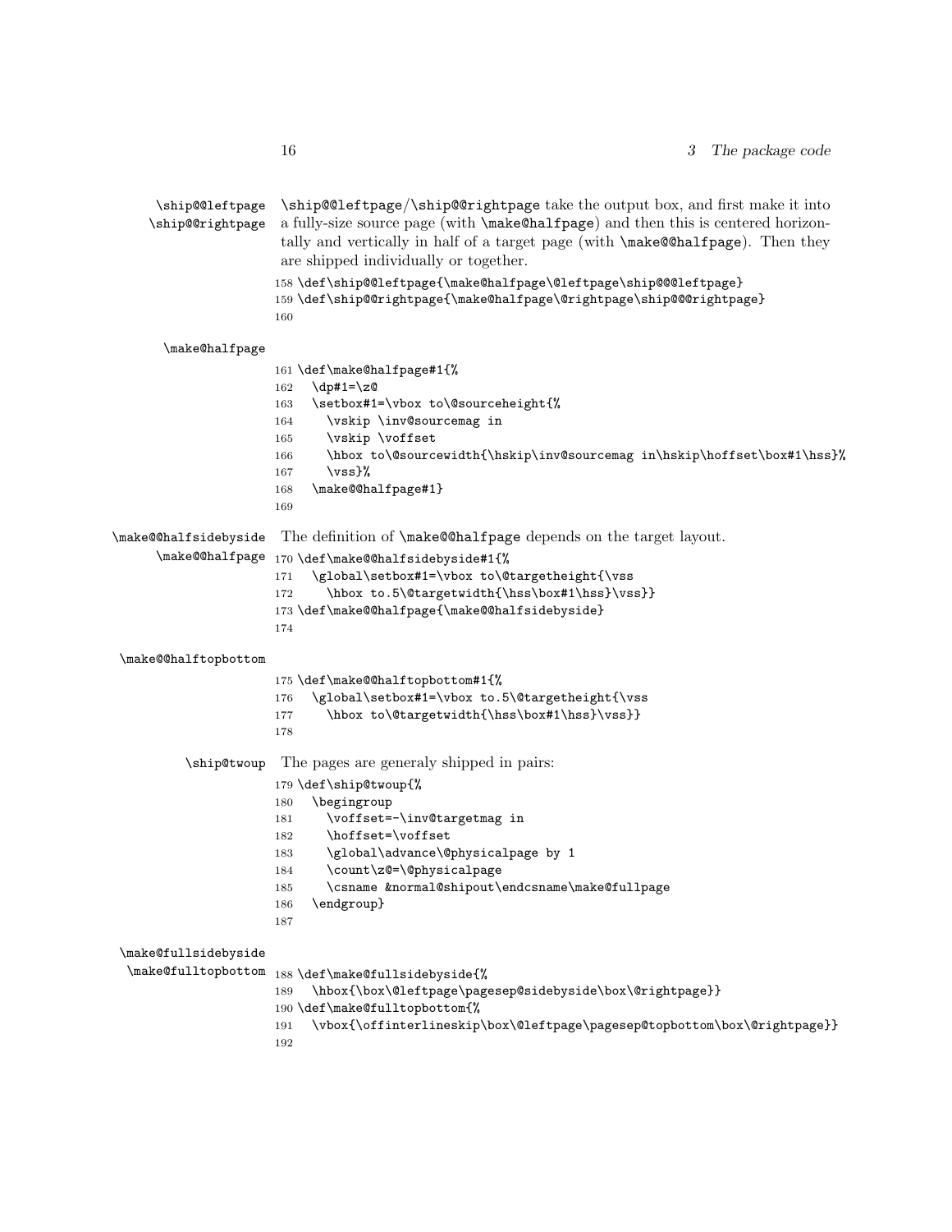`\ship@@leftpage` `\ship@@rightpage` — `\ship@@leftpage`/`\ship@@rightpage` take the output box, and first make it into a fully-size source page (with `\make@halfpage`) and then this is centered horizontally and vertically in half of a target page (with `\make@@halfpage`). Then they are shipped individually or together.

```
158 \def\ship@@leftpage{\make@halfpage\@leftpage\ship@@@leftpage}
159 \def\ship@@rightpage{\make@halfpage\@rightpage\ship@@@rightpage}
160
```

`\make@halfpage`

```
161 \def\make@halfpage#1{%
162   \dp#1=\z@
163   \setbox#1=\vbox to\@sourceheight{%
164     \vskip \inv@sourcemag in
165     \vskip \voffset
166     \hbox to\@sourcewidth{\hskip\inv@sourcemag in\hskip\hoffset\box#1\hss}%
167     \vss}%
168   \make@@halfpage#1}
169
```

`\make@@halfsidebyside` `\make@@halfpage` — The definition of `\make@@halfpage` depends on the target layout.

```
170 \def\make@@halfsidebyside#1{%
171   \global\setbox#1=\vbox to\@targetheight{\vss
172     \hbox to.5\@targetwidth{\hss\box#1\hss}\vss}}
173 \def\make@@halfpage{\make@@halfsidebyside}
174
```

`\make@@halftopbottom`

```
175 \def\make@@halftopbottom#1{%
176   \global\setbox#1=\vbox to.5\@targetheight{\vss
177     \hbox to\@targetwidth{\hss\box#1\hss}\vss}}
178
```

`\ship@twoup` — The pages are generaly shipped in pairs:

```
179 \def\ship@twoup{%
180   \begingroup
181     \voffset=-\inv@targetmag in
182     \hoffset=\voffset
183     \global\advance\@physicalpage by 1
184     \count\z@=\@physicalpage
185     \csname &normal@shipout\endcsname\make@fullpage
186   \endgroup}
187
```

`\make@fullsidebyside` `\make@fulltopbottom`

```
188 \def\make@fullsidebyside{%
189   \hbox{\box\@leftpage\pagesep@sidebyside\box\@rightpage}}
190 \def\make@fulltopbottom{%
191   \vbox{\offinterlineskip\box\@leftpage\pagesep@topbottom\box\@rightpage}}
192
```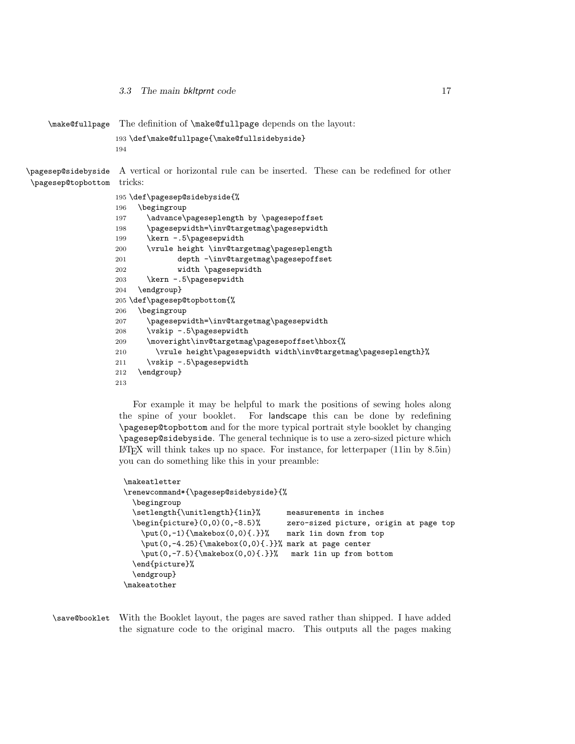\make@fullpage The definition of \make@fullpage depends on the layout:

```
193 \def\make@fullpage{\make@fullsidebyside}
194
```

\pagesep@sidebyside \pagesep@topbottom A vertical or horizontal rule can be inserted. These can be redefined for other tricks:

```
195 \def\pagesep@sidebyside{%
196   \begingroup
197     \advance\pageseplength by \pagesepoffset
198     \pagesepwidth=\inv@targetmag\pagesepwidth
199     \kern -.5\pagesepwidth
200     \vrule height \inv@targetmag\pageseplength
201            depth -\inv@targetmag\pagesepoffset
202            width \pagesepwidth
203     \kern -.5\pagesepwidth
204   \endgroup}
205 \def\pagesep@topbottom{%
206   \begingroup
207     \pagesepwidth=\inv@targetmag\pagesepwidth
208     \vskip -.5\pagesepwidth
209     \moveright\inv@targetmag\pagesepoffset\hbox{%
210       \vrule height\pagesepwidth width\inv@targetmag\pageseplength}%
211     \vskip -.5\pagesepwidth
212   \endgroup}
213
```

For example it may be helpful to mark the positions of sewing holes along the spine of your booklet. For landscape this can be done by redefining \pagesep@topbottom and for the more typical portrait style booklet by changing \pagesep@sidebyside. The general technique is to use a zero-sized picture which LaTeX will think takes up no space. For instance, for letterpaper (11in by 8.5in) you can do something like this in your preamble:

```
\makeatletter
\renewcommand*{\pagesep@sidebyside}{%
  \begingroup
  \setlength{\unitlength}{1in}%      measurements in inches
  \begin{picture}(0,0)(0,-8.5)%      zero-sized picture, origin at page top
    \put(0,-1){\makebox(0,0){.}}%    mark 1in down from top
    \put(0,-4.25){\makebox(0,0){.}}% mark at page center
    \put(0,-7.5){\makebox(0,0){.}}%   mark 1in up from bottom
  \end{picture}%
  \endgroup}
\makeatother
```

\save@booklet With the Booklet layout, the pages are saved rather than shipped. I have added the signature code to the original macro. This outputs all the pages making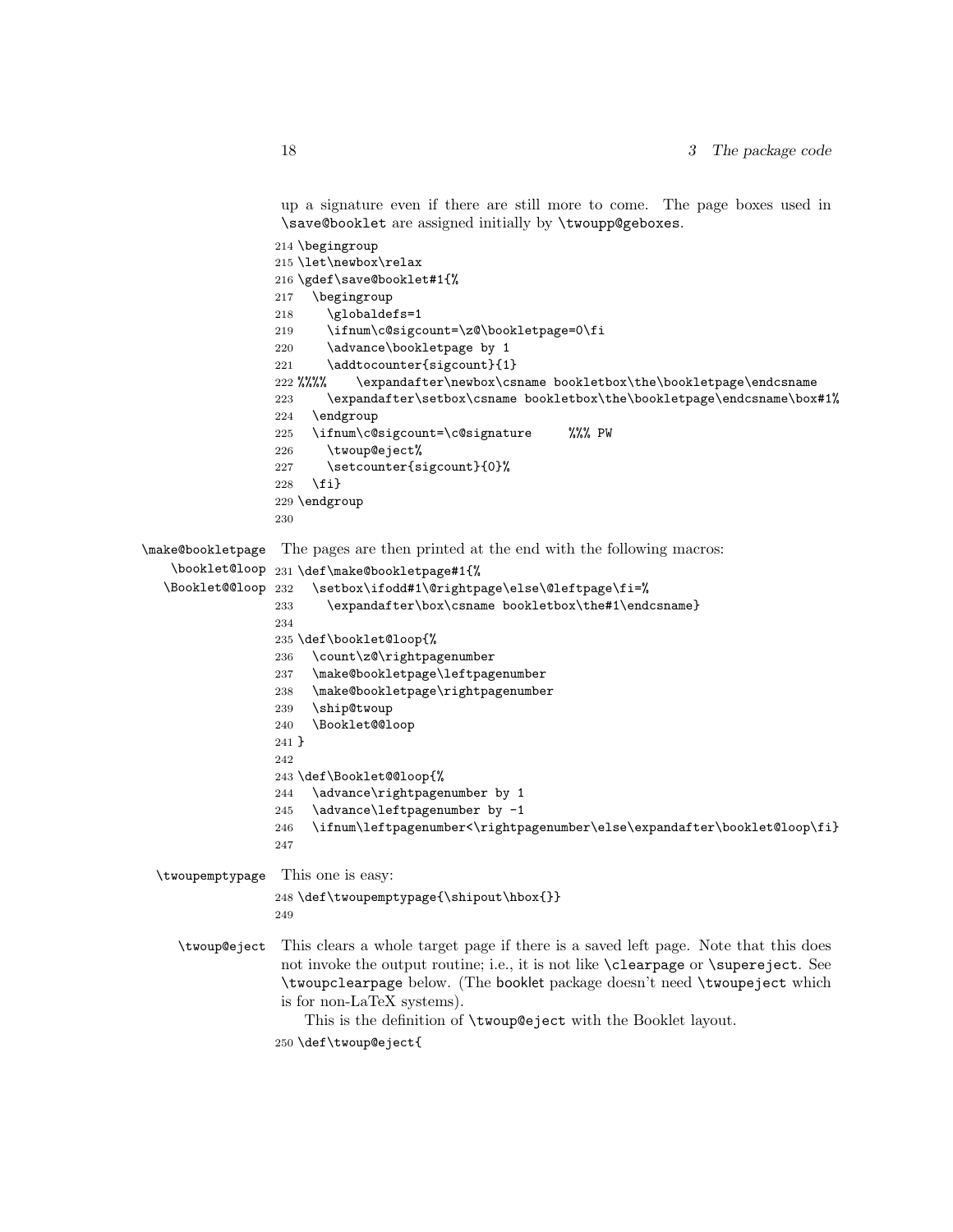up a signature even if there are still more to come. The page boxes used in \save@booklet are assigned initially by \twoupp@geboxes.

```
214 \begingroup
215 \let\newbox\relax
216 \gdef\save@booklet#1{%
217   \begingroup
218     \globaldefs=1
219     \ifnum\c@sigcount=\z@\bookletpage=0\fi
220     \advance\bookletpage by 1
221     \addtocounter{sigcount}{1}
222 %%%%    \expandafter\newbox\csname bookletbox\the\bookletpage\endcsname
223     \expandafter\setbox\csname bookletbox\the\bookletpage\endcsname\box#1%
224   \endgroup
225   \ifnum\c@sigcount=\c@signature     %%% PW
226     \twoup@eject%
227     \setcounter{sigcount}{0}%
228   \fi}
229 \endgroup
230
```

\make@bookletpage \booklet@loop \Booklet@@loop The pages are then printed at the end with the following macros:

```
231 \def\make@bookletpage#1{%
232   \setbox\ifodd#1\@rightpage\else\@leftpage\fi=%
233     \expandafter\box\csname bookletbox\the#1\endcsname}
234
235 \def\booklet@loop{%
236   \count\z@\rightpagenumber
237   \make@bookletpage\leftpagenumber
238   \make@bookletpage\rightpagenumber
239   \ship@twoup
240   \Booklet@@loop
241 }
242
243 \def\Booklet@@loop{%
244   \advance\rightpagenumber by 1
245   \advance\leftpagenumber by -1
246   \ifnum\leftpagenumber<\rightpagenumber\else\expandafter\booklet@loop\fi}
247
```

\twoupemptypage This one is easy:

```
248 \def\twoupemptypage{\shipout\hbox{}}
249
```

\twoup@eject This clears a whole target page if there is a saved left page. Note that this does not invoke the output routine; i.e., it is not like \clearpage or \supereject. See \twoupclearpage below. (The booklet package doesn't need \twoupeject which is for non-LaTeX systems).

This is the definition of \twoup@eject with the Booklet layout.

```
250 \def\twoup@eject{
```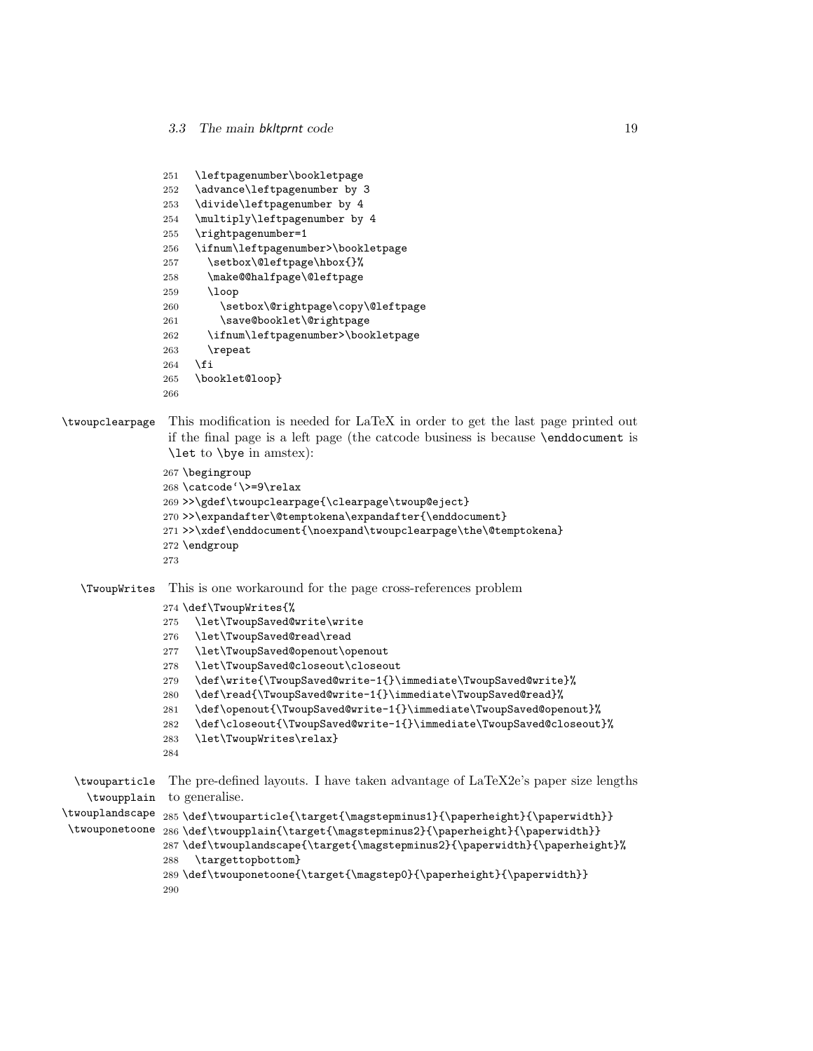```
251   \leftpagenumber\bookletpage
252   \advance\leftpagenumber by 3
253   \divide\leftpagenumber by 4
254   \multiply\leftpagenumber by 4
255   \rightpagenumber=1
256   \ifnum\leftpagenumber>\bookletpage
257     \setbox\@leftpage\hbox{}%
258     \make@@halfpage\@leftpage
259     \loop
260       \setbox\@rightpage\copy\@leftpage
261       \save@booklet\@rightpage
262     \ifnum\leftpagenumber>\bookletpage
263     \repeat
264   \fi
265   \booklet@loop}
266
```

\twoupclearpage

This modification is needed for LaTeX in order to get the last page printed out if the final page is a left page (the catcode business is because `\enddocument` is `\let` to `\bye` in amstex):

```
267 \begingroup
268 \catcode`\>=9\relax
269 >>\gdef\twoupclearpage{\clearpage\twoup@eject}
270 >>\expandafter\@temptokena\expandafter{\enddocument}
271 >>\xdef\enddocument{\noexpand\twoupclearpage\the\@temptokena}
272 \endgroup
273
```

\TwoupWrites

This is one workaround for the page cross-references problem

```
274 \def\TwoupWrites{%
275   \let\TwoupSaved@write\write
276   \let\TwoupSaved@read\read
277   \let\TwoupSaved@openout\openout
278   \let\TwoupSaved@closeout\closeout
279   \def\write{\TwoupSaved@write-1{}\immediate\TwoupSaved@write}%
280   \def\read{\TwoupSaved@write-1{}\immediate\TwoupSaved@read}%
281   \def\openout{\TwoupSaved@write-1{}\immediate\TwoupSaved@openout}%
282   \def\closeout{\TwoupSaved@write-1{}\immediate\TwoupSaved@closeout}%
283   \let\TwoupWrites\relax}
284
```

\twouparticle
\twoupplain
\twouplandscape
\twouponetoone

The pre-defined layouts. I have taken advantage of LaTeX2e's paper size lengths to generalise.

```
285 \def\twouparticle{\target{\magstepminus1}{\paperheight}{\paperwidth}}
286 \def\twoupplain{\target{\magstepminus2}{\paperheight}{\paperwidth}}
287 \def\twouplandscape{\target{\magstepminus2}{\paperwidth}{\paperheight}%
288   \targettopbottom}
289 \def\twouponetoone{\target{\magstep0}{\paperheight}{\paperwidth}}
290
```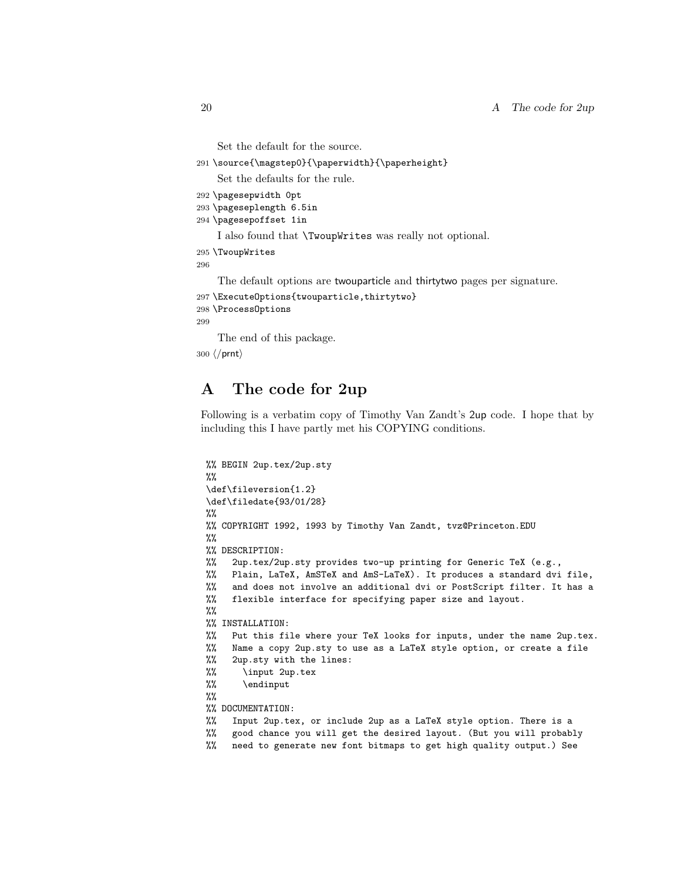Set the default for the source.

```
291 \source{\magstep0}{\paperwidth}{\paperheight}
```

Set the defaults for the rule.

```
292 \pagesepwidth 0pt
293 \pageseplength 6.5in
294 \pagesepoffset 1in
```

I also found that \TwoupWrites was really not optional.

```
295 \TwoupWrites
296
```

The default options are twouparticle and thirtytwo pages per signature.

```
297 \ExecuteOptions{twouparticle,thirtytwo}
298 \ProcessOptions
299
```

The end of this package.

```
300 ⟨/prnt⟩
```

# A The code for 2up

Following is a verbatim copy of Timothy Van Zandt's 2up code. I hope that by including this I have partly met his COPYING conditions.

```
%% BEGIN 2up.tex/2up.sty
%%
\def\fileversion{1.2}
\def\filedate{93/01/28}
%%
%% COPYRIGHT 1992, 1993 by Timothy Van Zandt, tvz@Princeton.EDU
%%
%% DESCRIPTION:
%%   2up.tex/2up.sty provides two-up printing for Generic TeX (e.g.,
%%   Plain, LaTeX, AmSTeX and AmS-LaTeX). It produces a standard dvi file,
%%   and does not involve an additional dvi or PostScript filter. It has a
%%   flexible interface for specifying paper size and layout.
%%
%% INSTALLATION:
%%   Put this file where your TeX looks for inputs, under the name 2up.tex.
%%   Name a copy 2up.sty to use as a LaTeX style option, or create a file
%%   2up.sty with the lines:
%%     \input 2up.tex
%%     \endinput
%%
%% DOCUMENTATION:
%%   Input 2up.tex, or include 2up as a LaTeX style option. There is a
%%   good chance you will get the desired layout. (But you will probably
%%   need to generate new font bitmaps to get high quality output.) See
```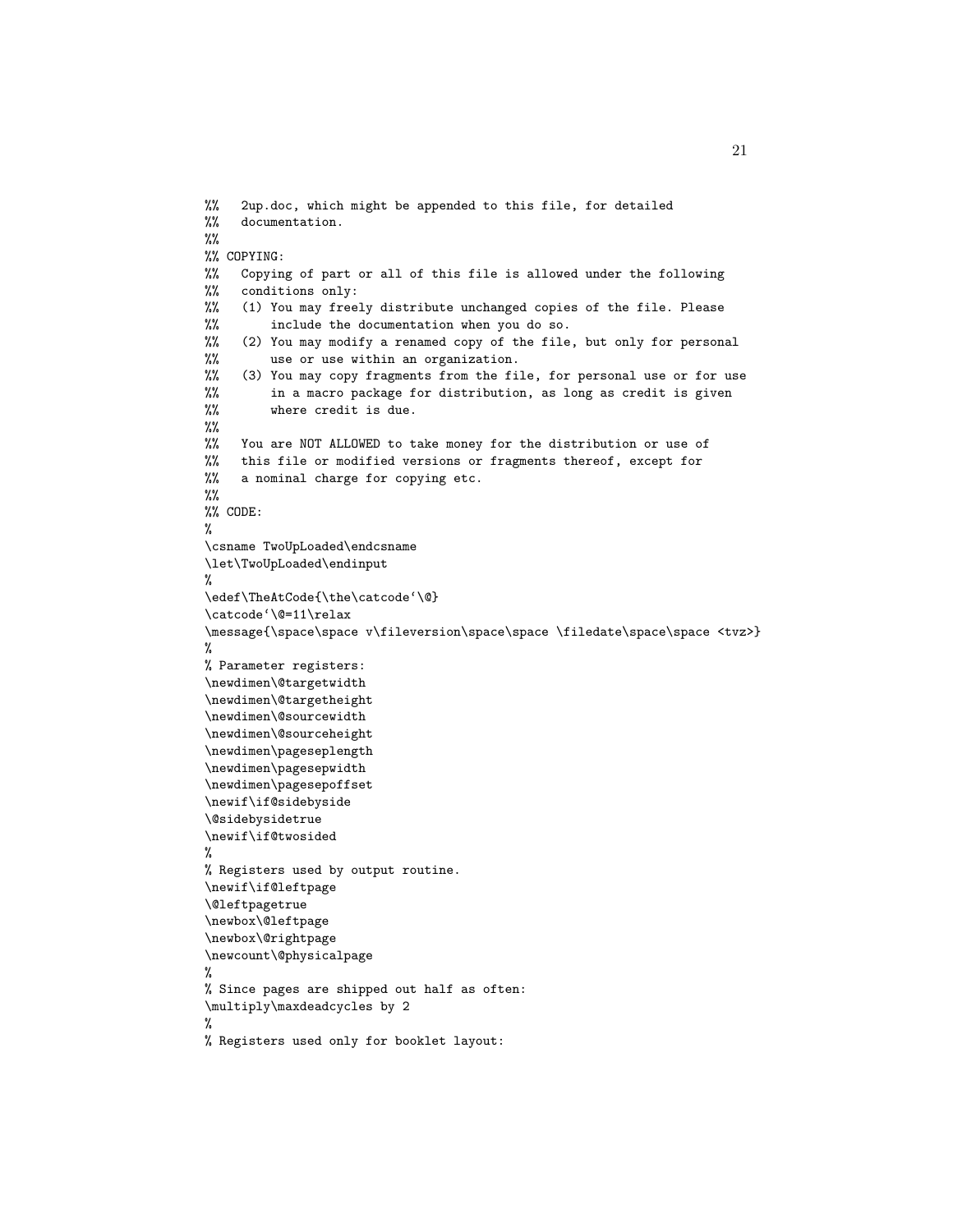```
%%   2up.doc, which might be appended to this file, for detailed
%%   documentation.
%%
%% COPYING:
%%   Copying of part or all of this file is allowed under the following
%%   conditions only:
%%   (1) You may freely distribute unchanged copies of the file. Please
%%       include the documentation when you do so.
%%   (2) You may modify a renamed copy of the file, but only for personal
%%       use or use within an organization.
%%   (3) You may copy fragments from the file, for personal use or for use
%%       in a macro package for distribution, as long as credit is given
%%       where credit is due.
%%
%%   You are NOT ALLOWED to take money for the distribution or use of
%%   this file or modified versions or fragments thereof, except for
%%   a nominal charge for copying etc.
%%
%% CODE:
%
\csname TwoUpLoaded\endcsname
\let\TwoUpLoaded\endinput
%
\edef\TheAtCode{\the\catcode`\@}
\catcode`\@=11\relax
\message{\space\space v\fileversion\space\space \filedate\space\space <tvz>}
%
% Parameter registers:
\newdimen\@targetwidth
\newdimen\@targetheight
\newdimen\@sourcewidth
\newdimen\@sourceheight
\newdimen\pageseplength
\newdimen\pagesepwidth
\newdimen\pagesepoffset
\newif\if@sidebyside
\@sidebysidetrue
\newif\if@twosided
%
% Registers used by output routine.
\newif\if@leftpage
\@leftpagetrue
\newbox\@leftpage
\newbox\@rightpage
\newcount\@physicalpage
%
% Since pages are shipped out half as often:
\multiply\maxdeadcycles by 2
%
% Registers used only for booklet layout:
```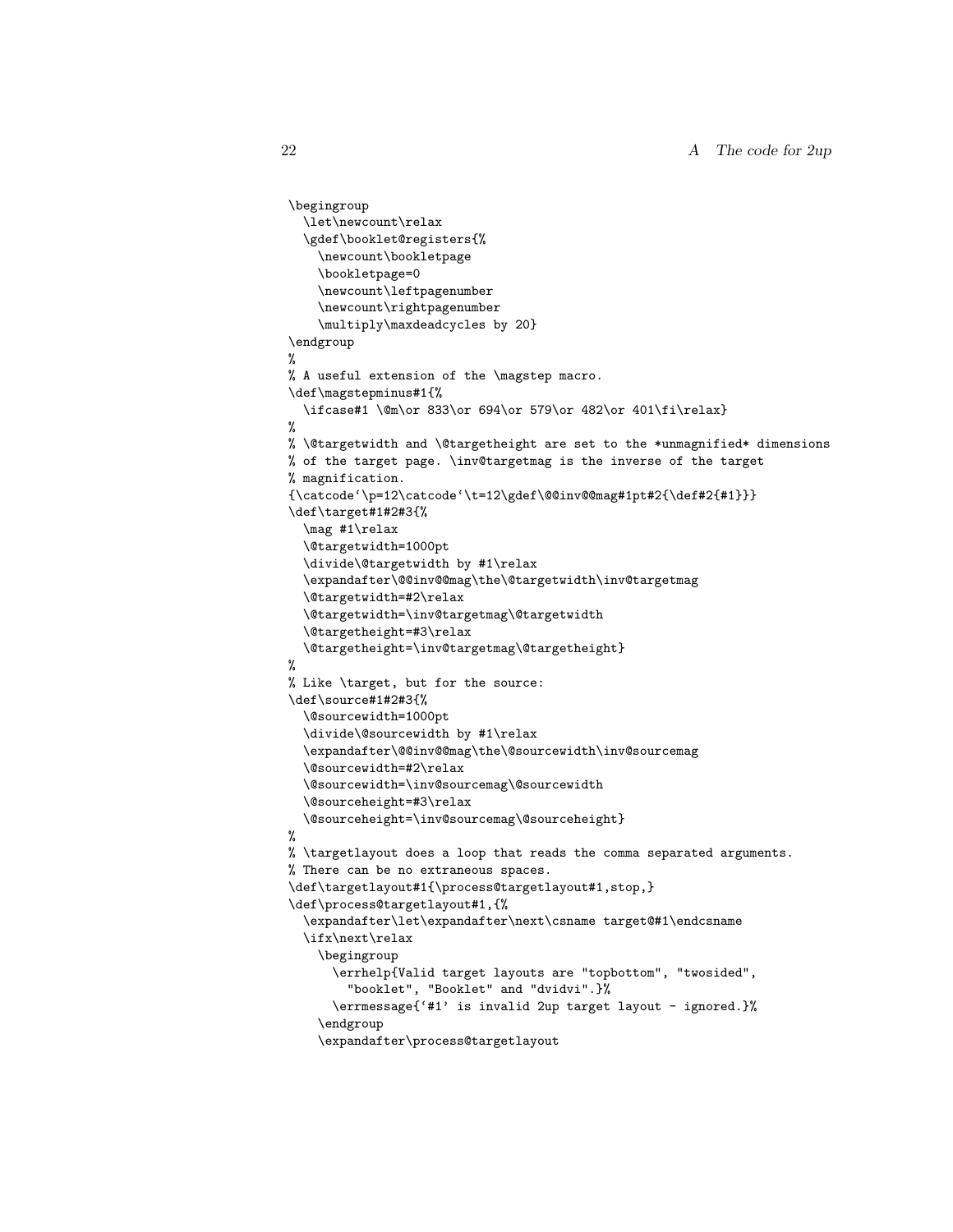```
\begingroup
  \let\newcount\relax
  \gdef\booklet@registers{%
    \newcount\bookletpage
    \bookletpage=0
    \newcount\leftpagenumber
    \newcount\rightpagenumber
    \multiply\maxdeadcycles by 20}
\endgroup
%
% A useful extension of the \magstep macro.
\def\magstepminus#1{%
  \ifcase#1 \@m\or 833\or 694\or 579\or 482\or 401\fi\relax}
%
% \@targetwidth and \@targetheight are set to the *unmagnified* dimensions
% of the target page. \inv@targetmag is the inverse of the target
% magnification.
{\catcode`\p=12\catcode`\t=12\gdef\@@inv@@mag#1pt#2{\def#2{#1}}}
\def\target#1#2#3{%
  \mag #1\relax
  \@targetwidth=1000pt
  \divide\@targetwidth by #1\relax
  \expandafter\@@inv@@mag\the\@targetwidth\inv@targetmag
  \@targetwidth=#2\relax
  \@targetwidth=\inv@targetmag\@targetwidth
  \@targetheight=#3\relax
  \@targetheight=\inv@targetmag\@targetheight}
%
% Like \target, but for the source:
\def\source#1#2#3{%
  \@sourcewidth=1000pt
  \divide\@sourcewidth by #1\relax
  \expandafter\@@inv@@mag\the\@sourcewidth\inv@sourcemag
  \@sourcewidth=#2\relax
  \@sourcewidth=\inv@sourcemag\@sourcewidth
  \@sourceheight=#3\relax
  \@sourceheight=\inv@sourcemag\@sourceheight}
%
% \targetlayout does a loop that reads the comma separated arguments.
% There can be no extraneous spaces.
\def\targetlayout#1{\process@targetlayout#1,stop,}
\def\process@targetlayout#1,{%
  \expandafter\let\expandafter\next\csname target@#1\endcsname
  \ifx\next\relax
    \begingroup
      \errhelp{Valid target layouts are "topbottom", "twosided",
        "booklet", "Booklet" and "dvidvi".}%
      \errmessage{`#1' is invalid 2up target layout - ignored.}%
    \endgroup
    \expandafter\process@targetlayout
```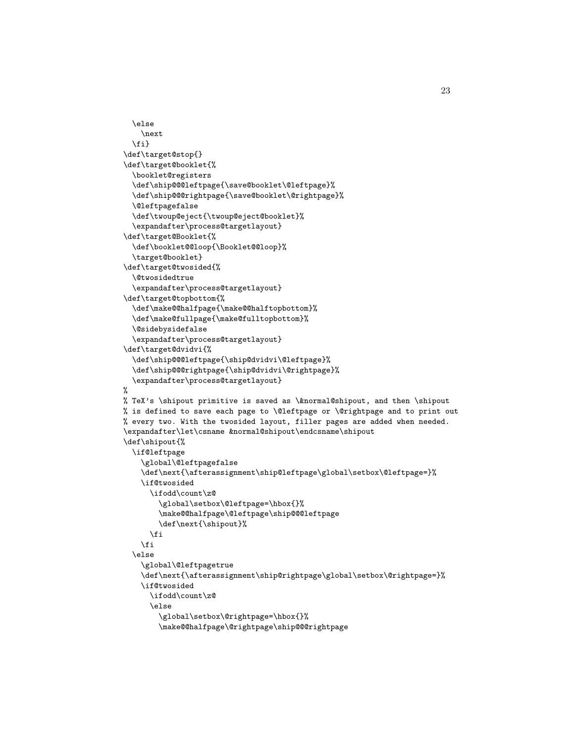```
  \else
    \next
  \fi}
\def\target@stop{}
\def\target@booklet{%
  \booklet@registers
  \def\ship@@@leftpage{\save@booklet\@leftpage}%
  \def\ship@@@rightpage{\save@booklet\@rightpage}%
  \@leftpagefalse
  \def\twoup@eject{\twoup@eject@booklet}%
  \expandafter\process@targetlayout}
\def\target@Booklet{%
  \def\booklet@@loop{\Booklet@@loop}%
  \target@booklet}
\def\target@twosided{%
  \@twosidedtrue
  \expandafter\process@targetlayout}
\def\target@topbottom{%
  \def\make@@halfpage{\make@@halftopbottom}%
  \def\make@fullpage{\make@fulltopbottom}%
  \@sidebysidefalse
  \expandafter\process@targetlayout}
\def\target@dvidvi{%
  \def\ship@@@leftpage{\ship@dvidvi\@leftpage}%
  \def\ship@@@rightpage{\ship@dvidvi\@rightpage}%
  \expandafter\process@targetlayout}
%
% TeX's \shipout primitive is saved as \&normal@shipout, and then \shipout
% is defined to save each page to \@leftpage or \@rightpage and to print out
% every two. With the twosided layout, filler pages are added when needed.
\expandafter\let\csname &normal@shipout\endcsname\shipout
\def\shipout{%
  \if@leftpage
    \global\@leftpagefalse
    \def\next{\afterassignment\ship@leftpage\global\setbox\@leftpage=}%
    \if@twosided
      \ifodd\count\z@
        \global\setbox\@leftpage=\hbox{}%
        \make@@halfpage\@leftpage\ship@@@leftpage
        \def\next{\shipout}%
      \fi
    \fi
  \else
    \global\@leftpagetrue
    \def\next{\afterassignment\ship@rightpage\global\setbox\@rightpage=}%
    \if@twosided
      \ifodd\count\z@
      \else
        \global\setbox\@rightpage=\hbox{}%
        \make@@halfpage\@rightpage\ship@@@rightpage
```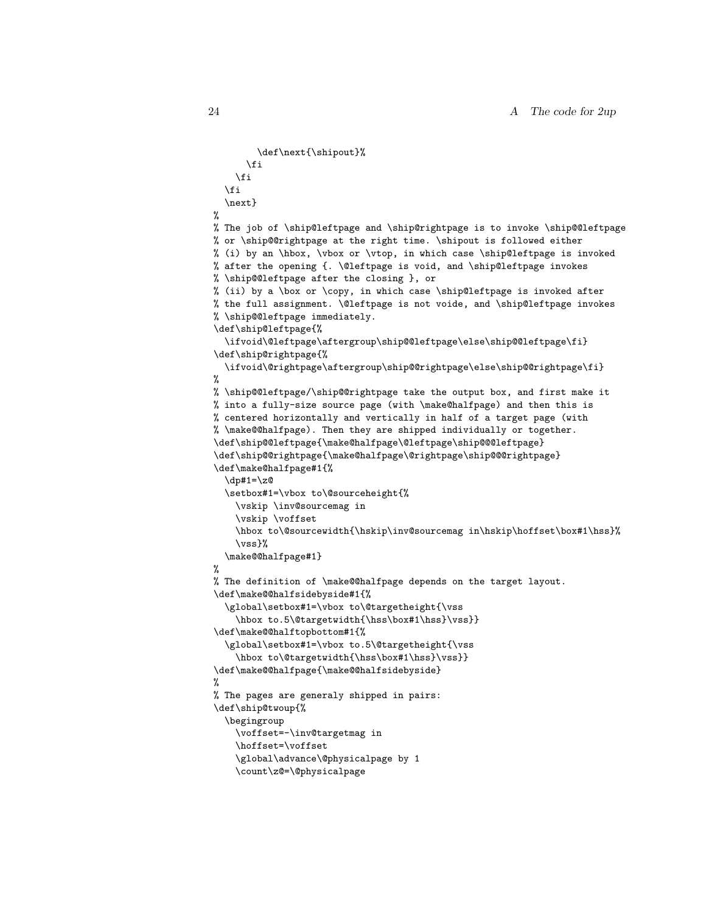```
      \def\next{\shipout}%
    \fi
  \fi
 \fi
 \next}
%
% The job of \ship@leftpage and \ship@rightpage is to invoke \ship@@leftpage
% or \ship@@rightpage at the right time. \shipout is followed either
% (i) by an \hbox, \vbox or \vtop, in which case \ship@leftpage is invoked
% after the opening {. \@leftpage is void, and \ship@leftpage invokes
% \ship@@leftpage after the closing }, or
% (ii) by a \box or \copy, in which case \ship@leftpage is invoked after
% the full assignment. \@leftpage is not voide, and \ship@leftpage invokes
% \ship@@leftpage immediately.
\def\ship@leftpage{%
  \ifvoid\@leftpage\aftergroup\ship@@leftpage\else\ship@@leftpage\fi}
\def\ship@rightpage{%
  \ifvoid\@rightpage\aftergroup\ship@@rightpage\else\ship@@rightpage\fi}
%
% \ship@@leftpage/\ship@@rightpage take the output box, and first make it
% into a fully-size source page (with \make@halfpage) and then this is
% centered horizontally and vertically in half of a target page (with
% \make@@halfpage). Then they are shipped individually or together.
\def\ship@@leftpage{\make@halfpage\@leftpage\ship@@@leftpage}
\def\ship@@rightpage{\make@halfpage\@rightpage\ship@@@rightpage}
\def\make@halfpage#1{%
  \dp#1=\z@
  \setbox#1=\vbox to\@sourceheight{%
    \vskip \inv@sourcemag in
    \vskip \voffset
    \hbox to\@sourcewidth{\hskip\inv@sourcemag in\hskip\hoffset\box#1\hss}%
    \vss}%
  \make@@halfpage#1}
%
% The definition of \make@@halfpage depends on the target layout.
\def\make@@halfsidebyside#1{%
  \global\setbox#1=\vbox to\@targetheight{\vss
    \hbox to.5\@targetwidth{\hss\box#1\hss}\vss}}
\def\make@@halftopbottom#1{%
  \global\setbox#1=\vbox to.5\@targetheight{\vss
    \hbox to\@targetwidth{\hss\box#1\hss}\vss}}
\def\make@@halfpage{\make@@halfsidebyside}
%
% The pages are generaly shipped in pairs:
\def\ship@twoup{%
  \begingroup
    \voffset=-\inv@targetmag in
    \hoffset=\voffset
    \global\advance\@physicalpage by 1
    \count\z@=\@physicalpage
```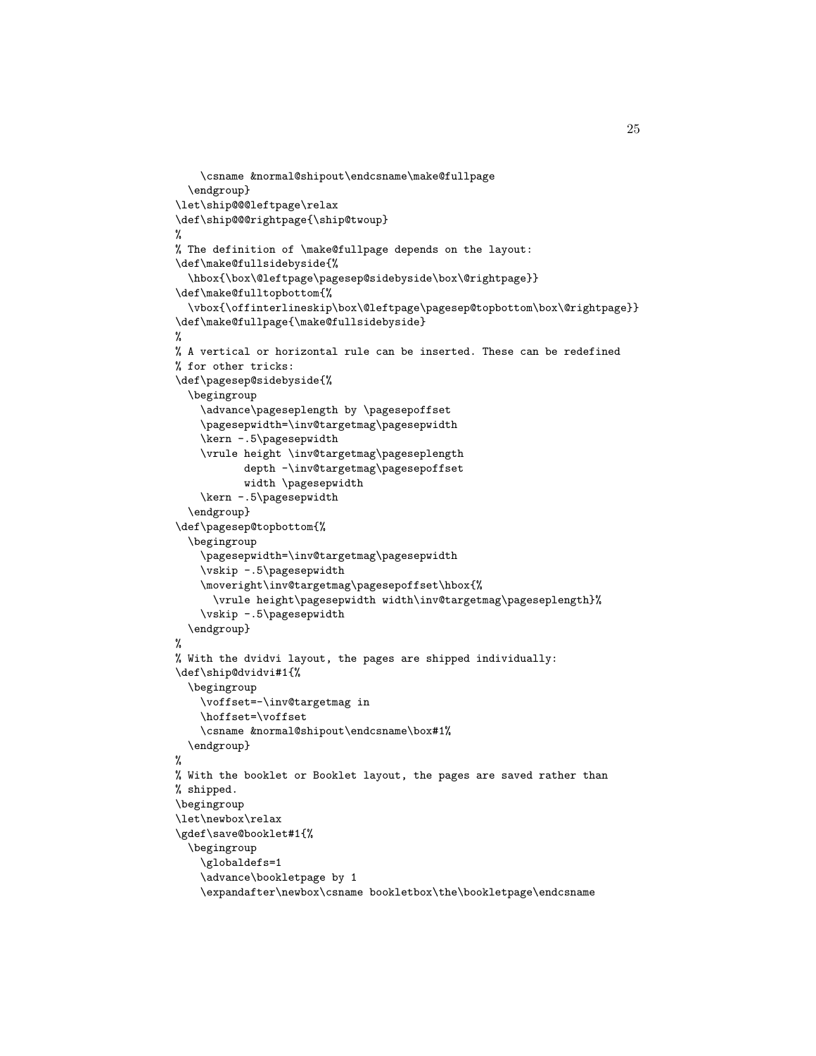```
    \csname &normal@shipout\endcsname\make@fullpage
  \endgroup}
\let\ship@@@leftpage\relax
\def\ship@@@rightpage{\ship@twoup}
%
% The definition of \make@fullpage depends on the layout:
\def\make@fullsidebyside{%
  \hbox{\box\@leftpage\pagesep@sidebyside\box\@rightpage}}
\def\make@fulltopbottom{%
  \vbox{\offinterlineskip\box\@leftpage\pagesep@topbottom\box\@rightpage}}
\def\make@fullpage{\make@fullsidebyside}
%
% A vertical or horizontal rule can be inserted. These can be redefined
% for other tricks:
\def\pagesep@sidebyside{%
  \begingroup
    \advance\pageseplength by \pagesepoffset
    \pagesepwidth=\inv@targetmag\pagesepwidth
    \kern -.5\pagesepwidth
    \vrule height \inv@targetmag\pageseplength
           depth -\inv@targetmag\pagesepoffset
           width \pagesepwidth
    \kern -.5\pagesepwidth
  \endgroup}
\def\pagesep@topbottom{%
  \begingroup
    \pagesepwidth=\inv@targetmag\pagesepwidth
    \vskip -.5\pagesepwidth
    \moveright\inv@targetmag\pagesepoffset\hbox{%
      \vrule height\pagesepwidth width\inv@targetmag\pageseplength}%
    \vskip -.5\pagesepwidth
  \endgroup}
%
% With the dvidvi layout, the pages are shipped individually:
\def\ship@dvidvi#1{%
  \begingroup
    \voffset=-\inv@targetmag in
    \hoffset=\voffset
    \csname &normal@shipout\endcsname\box#1%
  \endgroup}
%
% With the booklet or Booklet layout, the pages are saved rather than
% shipped.
\begingroup
\let\newbox\relax
\gdef\save@booklet#1{%
  \begingroup
    \globaldefs=1
    \advance\bookletpage by 1
    \expandafter\newbox\csname bookletbox\the\bookletpage\endcsname
```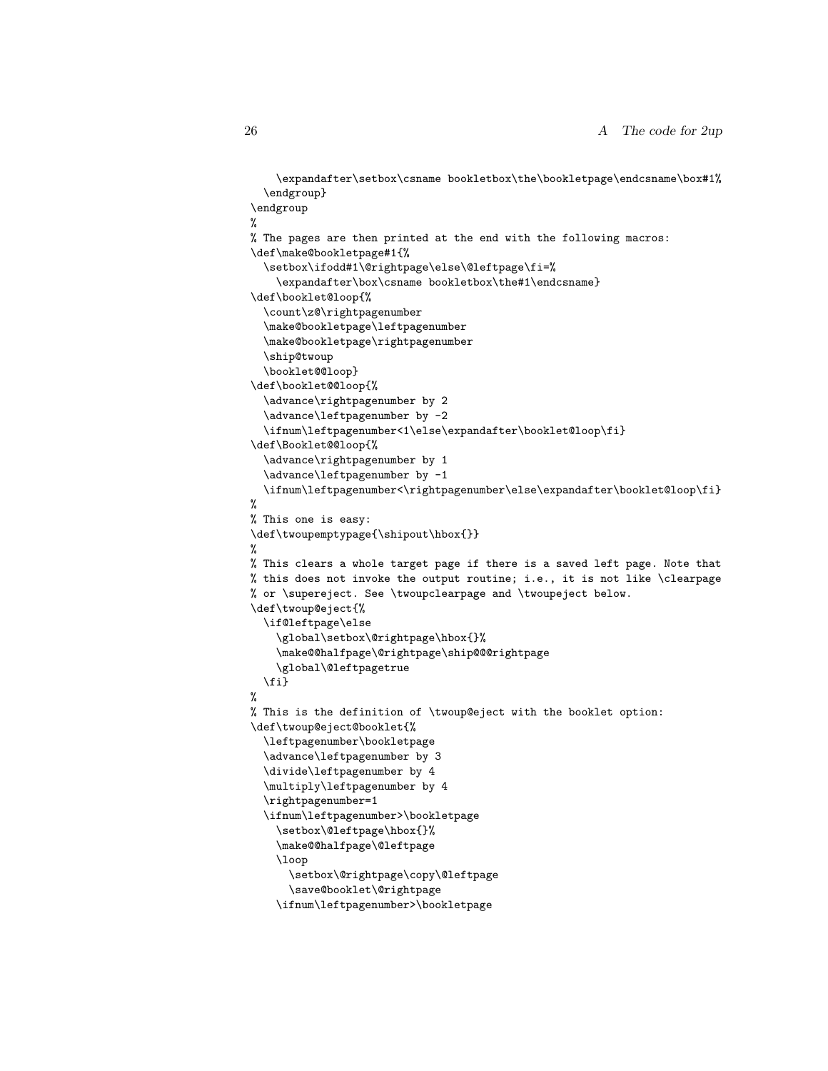```
    \expandafter\setbox\csname bookletbox\the\bookletpage\endcsname\box#1%
  \endgroup}
\endgroup
%
% The pages are then printed at the end with the following macros:
\def\make@bookletpage#1{%
  \setbox\ifodd#1\@rightpage\else\@leftpage\fi=%
    \expandafter\box\csname bookletbox\the#1\endcsname}
\def\booklet@loop{%
  \count\z@\rightpagenumber
  \make@bookletpage\leftpagenumber
  \make@bookletpage\rightpagenumber
  \ship@twoup
  \booklet@@loop}
\def\booklet@@loop{%
  \advance\rightpagenumber by 2
  \advance\leftpagenumber by -2
  \ifnum\leftpagenumber<1\else\expandafter\booklet@loop\fi}
\def\Booklet@@loop{%
  \advance\rightpagenumber by 1
  \advance\leftpagenumber by -1
  \ifnum\leftpagenumber<\rightpagenumber\else\expandafter\booklet@loop\fi}
%
% This one is easy:
\def\twoupemptypage{\shipout\hbox{}}
%
% This clears a whole target page if there is a saved left page. Note that
% this does not invoke the output routine; i.e., it is not like \clearpage
% or \supereject. See \twoupclearpage and \twoupeject below.
\def\twoup@eject{%
  \if@leftpage\else
    \global\setbox\@rightpage\hbox{}%
    \make@@halfpage\@rightpage\ship@@@rightpage
    \global\@leftpagetrue
  \fi}
%
% This is the definition of \twoup@eject with the booklet option:
\def\twoup@eject@booklet{%
  \leftpagenumber\bookletpage
  \advance\leftpagenumber by 3
  \divide\leftpagenumber by 4
  \multiply\leftpagenumber by 4
  \rightpagenumber=1
  \ifnum\leftpagenumber>\bookletpage
    \setbox\@leftpage\hbox{}%
    \make@@halfpage\@leftpage
    \loop
      \setbox\@rightpage\copy\@leftpage
      \save@booklet\@rightpage
    \ifnum\leftpagenumber>\bookletpage
```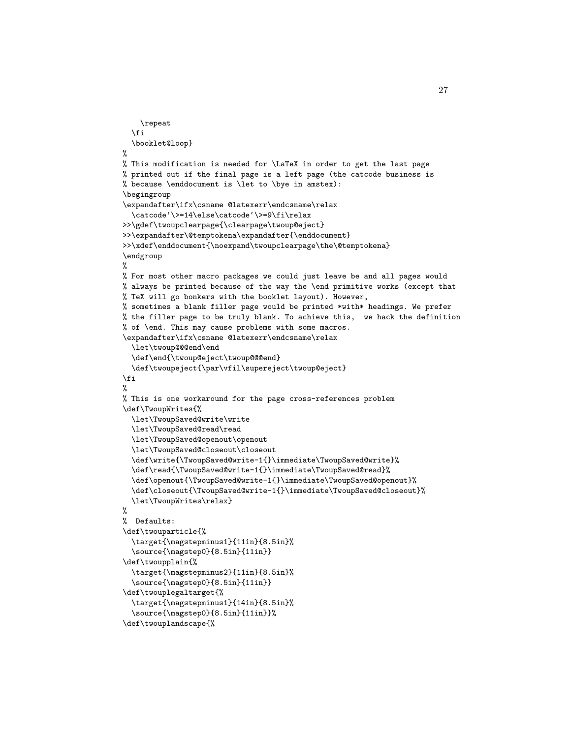```
    \repeat
  \fi
  \booklet@loop}
%
% This modification is needed for \LaTeX in order to get the last page
% printed out if the final page is a left page (the catcode business is
% because \enddocument is \let to \bye in amstex):
\begingroup
\expandafter\ifx\csname @latexerr\endcsname\relax
  \catcode`\>=14\else\catcode`\>=9\fi\relax
>>\gdef\twoupclearpage{\clearpage\twoup@eject}
>>\expandafter\@temptokena\expandafter{\enddocument}
>>\xdef\enddocument{\noexpand\twoupclearpage\the\@temptokena}
\endgroup
%
% For most other macro packages we could just leave be and all pages would
% always be printed because of the way the \end primitive works (except that
% TeX will go bonkers with the booklet layout). However,
% sometimes a blank filler page would be printed *with* headings. We prefer
% the filler page to be truly blank. To achieve this,  we hack the definition
% of \end. This may cause problems with some macros.
\expandafter\ifx\csname @latexerr\endcsname\relax
  \let\twoup@@@end\end
  \def\end{\twoup@eject\twoup@@@end}
  \def\twoupeject{\par\vfil\supereject\twoup@eject}
\fi
%
% This is one workaround for the page cross-references problem
\def\TwoupWrites{%
  \let\TwoupSaved@write\write
  \let\TwoupSaved@read\read
  \let\TwoupSaved@openout\openout
  \let\TwoupSaved@closeout\closeout
  \def\write{\TwoupSaved@write-1{}\immediate\TwoupSaved@write}%
  \def\read{\TwoupSaved@write-1{}\immediate\TwoupSaved@read}%
  \def\openout{\TwoupSaved@write-1{}\immediate\TwoupSaved@openout}%
  \def\closeout{\TwoupSaved@write-1{}\immediate\TwoupSaved@closeout}%
  \let\TwoupWrites\relax}
%
%  Defaults:
\def\twouparticle{%
  \target{\magstepminus1}{11in}{8.5in}%
  \source{\magstep0}{8.5in}{11in}}
\def\twoupplain{%
  \target{\magstepminus2}{11in}{8.5in}%
  \source{\magstep0}{8.5in}{11in}}
\def\twouplegaltarget{%
  \target{\magstepminus1}{14in}{8.5in}%
  \source{\magstep0}{8.5in}{11in}}%
\def\twouplandscape{%
```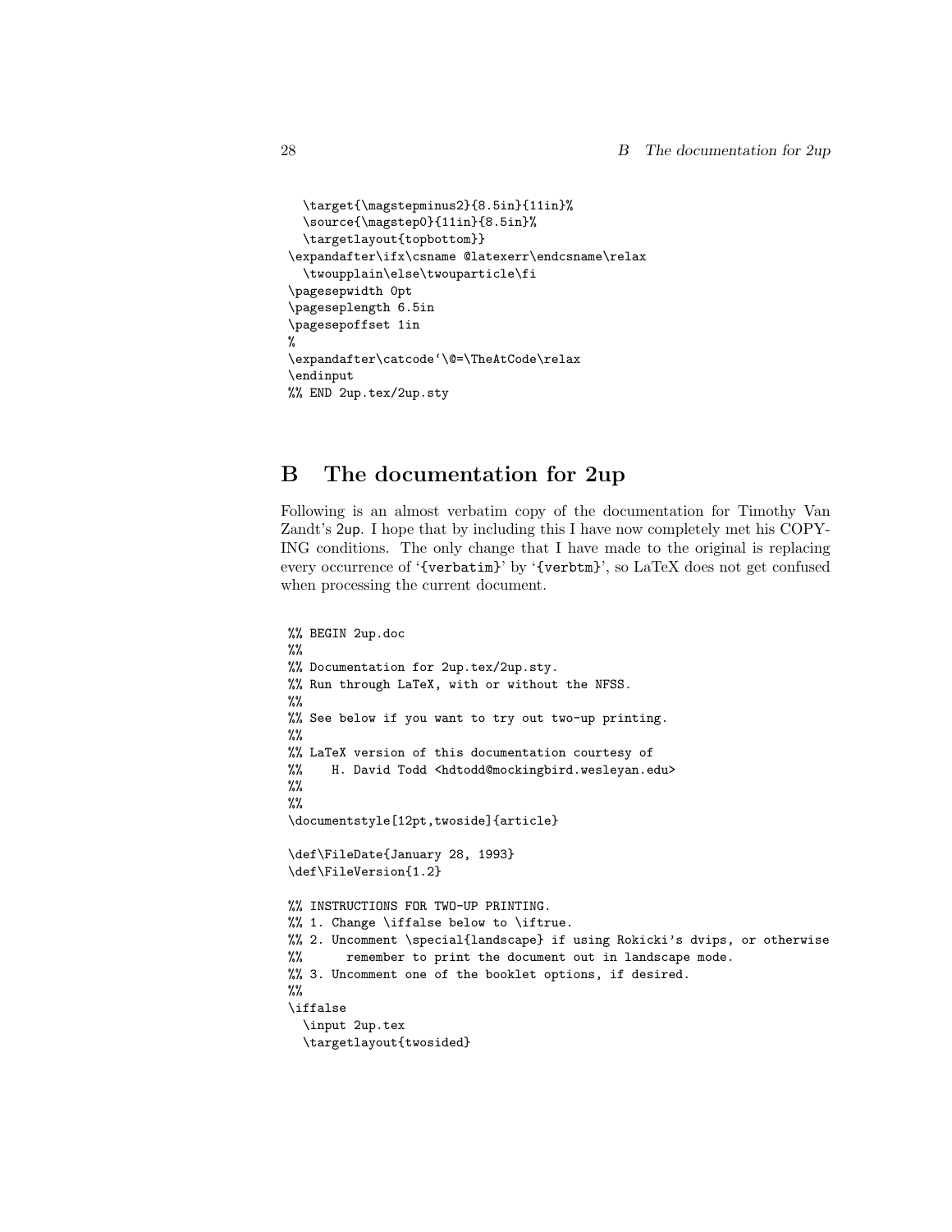```
  \target{\magstepminus2}{8.5in}{11in}%
  \source{\magstep0}{11in}{8.5in}%
  \targetlayout{topbottom}}
\expandafter\ifx\csname @latexerr\endcsname\relax
  \twoupplain\else\twouparticle\fi
\pagesepwidth 0pt
\pageseplength 6.5in
\pagesepoffset 1in
%
\expandafter\catcode`\@=\TheAtCode\relax
\endinput
%% END 2up.tex/2up.sty
```

# B The documentation for 2up

Following is an almost verbatim copy of the documentation for Timothy Van Zandt's 2up. I hope that by including this I have now completely met his COPYING conditions. The only change that I have made to the original is replacing every occurrence of '{verbatim}' by '{verbtm}', so LaTeX does not get confused when processing the current document.

```
%% BEGIN 2up.doc
%%
%% Documentation for 2up.tex/2up.sty.
%% Run through LaTeX, with or without the NFSS.
%%
%% See below if you want to try out two-up printing.
%%
%% LaTeX version of this documentation courtesy of
%%    H. David Todd <hdtodd@mockingbird.wesleyan.edu>
%%
%%
\documentstyle[12pt,twoside]{article}

\def\FileDate{January 28, 1993}
\def\FileVersion{1.2}

%% INSTRUCTIONS FOR TWO-UP PRINTING.
%% 1. Change \iffalse below to \iftrue.
%% 2. Uncomment \special{landscape} if using Rokicki's dvips, or otherwise
%%      remember to print the document out in landscape mode.
%% 3. Uncomment one of the booklet options, if desired.
%%
\iffalse
  \input 2up.tex
  \targetlayout{twosided}
```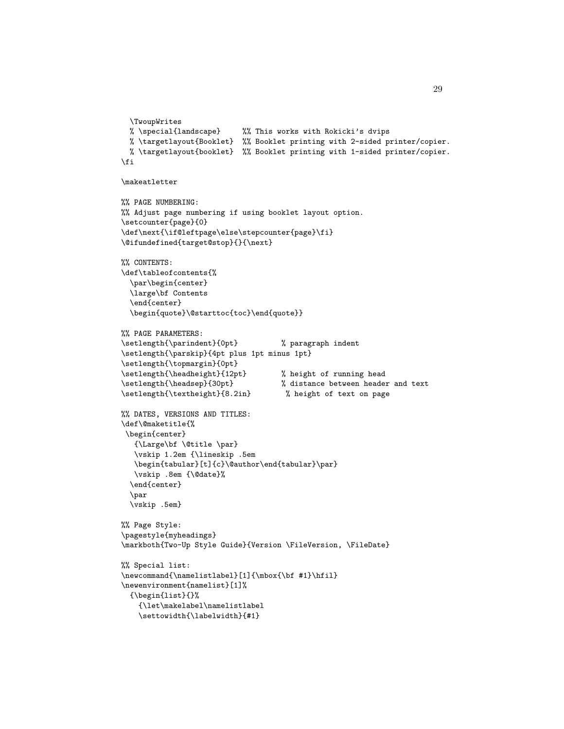```
  \TwoupWrites
  % \special{landscape}     %% This works with Rokicki's dvips
  % \targetlayout{Booklet}  %% Booklet printing with 2-sided printer/copier.
  % \targetlayout{booklet}  %% Booklet printing with 1-sided printer/copier.
\fi

\makeatletter

%% PAGE NUMBERING:
%% Adjust page numbering if using booklet layout option.
\setcounter{page}{0}
\def\next{\if@leftpage\else\stepcounter{page}\fi}
\@ifundefined{target@stop}{}{\next}

%% CONTENTS:
\def\tableofcontents{%
  \par\begin{center}
  \large\bf Contents
  \end{center}
  \begin{quote}\@starttoc{toc}\end{quote}}

%% PAGE PARAMETERS:
\setlength{\parindent}{0pt}          % paragraph indent
\setlength{\parskip}{4pt plus 1pt minus 1pt}
\setlength{\topmargin}{0pt}
\setlength{\headheight}{12pt}        % height of running head
\setlength{\headsep}{30pt}           % distance between header and text
\setlength{\textheight}{8.2in}        % height of text on page

%% DATES, VERSIONS AND TITLES:
\def\@maketitle{%
 \begin{center}
   {\Large\bf \@title \par}
   \vskip 1.2em {\lineskip .5em
   \begin{tabular}[t]{c}\@author\end{tabular}\par}
   \vskip .8em {\@date}%
  \end{center}
  \par
  \vskip .5em}

%% Page Style:
\pagestyle{myheadings}
\markboth{Two-Up Style Guide}{Version \FileVersion, \FileDate}

%% Special list:
\newcommand{\namelistlabel}[1]{\mbox{\bf #1}\hfil}
\newenvironment{namelist}[1]%
  {\begin{list}{}%
    {\let\makelabel\namelistlabel
    \settowidth{\labelwidth}{#1}
```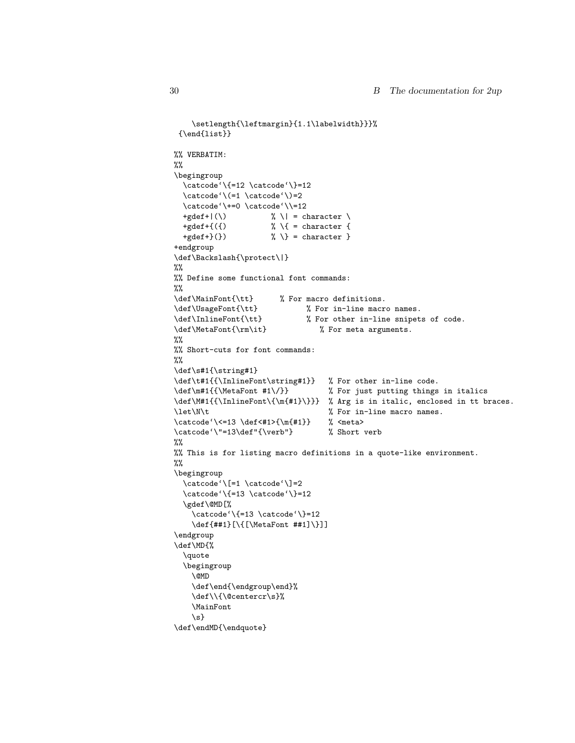```
    \setlength{\leftmargin}{1.1\labelwidth}}}%
 {\end{list}}

%% VERBATIM:
%%
\begingroup
  \catcode`\{=12 \catcode`\}=12
  \catcode`\(=1 \catcode`\)=2
  \catcode`\+=0 \catcode`\\=12
  +gdef+|(\)          % \| = character \
  +gdef+{({)          % \{ = character {
  +gdef+}(})          % \} = character }
+endgroup
\def\Backslash{\protect\|}
%%
%% Define some functional font commands:
%%
\def\MainFont{\tt}      % For macro definitions.
\def\UsageFont{\tt}           % For in-line macro names.
\def\InlineFont{\tt}          % For other in-line snipets of code.
\def\MetaFont{\rm\it}            % For meta arguments.
%%
%% Short-cuts for font commands:
%%
\def\s#1{\string#1}
\def\t#1{{\InlineFont\string#1}}   % For other in-line code.
\def\m#1{{\MetaFont #1\/}}         % For just putting things in italics
\def\M#1{{\InlineFont\{\m{#1}\}}}  % Arg is in italic, enclosed in tt braces.
\let\N\t                           % For in-line macro names.
\catcode`\<=13 \def<#1>{\m{#1}}    % <meta>
\catcode`\"=13\def"{\verb"}        % Short verb
%%
%% This is for listing macro definitions in a quote-like environment.
%%
\begingroup
  \catcode`\[=1 \catcode`\]=2
  \catcode`\{=13 \catcode`\}=12
  \gdef\@MD[%
    \catcode`\{=13 \catcode`\}=12
    \def{##1}[\{[\MetaFont ##1]\}]]
\endgroup
\def\MD{%
  \quote
  \begingroup
    \@MD
    \def\end{\endgroup\end}%
    \def\\{\@centercr\s}%
    \MainFont
    \s}
\def\endMD{\endquote}
```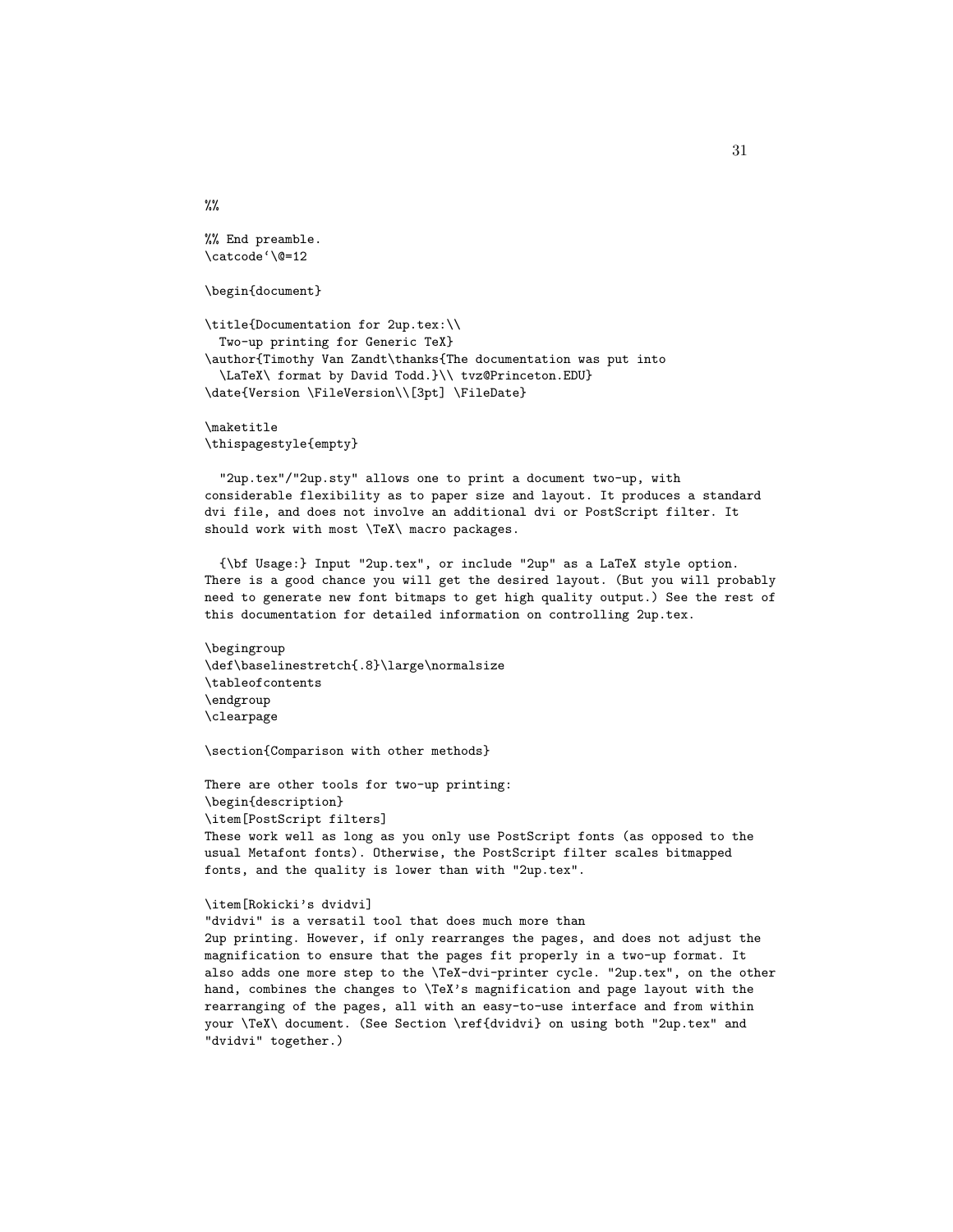```
%%

%% End preamble.
\catcode`\@=12

\begin{document}

\title{Documentation for 2up.tex:\\
  Two-up printing for Generic TeX}
\author{Timothy Van Zandt\thanks{The documentation was put into
  \LaTeX\ format by David Todd.}\\ tvz@Princeton.EDU}
\date{Version \FileVersion\\[3pt] \FileDate}

\maketitle
\thispagestyle{empty}

  "2up.tex"/"2up.sty" allows one to print a document two-up, with
considerable flexibility as to paper size and layout. It produces a standard
dvi file, and does not involve an additional dvi or PostScript filter. It
should work with most \TeX\ macro packages.

  {\bf Usage:} Input "2up.tex", or include "2up" as a LaTeX style option.
There is a good chance you will get the desired layout. (But you will probably
need to generate new font bitmaps to get high quality output.) See the rest of
this documentation for detailed information on controlling 2up.tex.

\begingroup
\def\baselinestretch{.8}\large\normalsize
\tableofcontents
\endgroup
\clearpage

\section{Comparison with other methods}

There are other tools for two-up printing:
\begin{description}
\item[PostScript filters]
These work well as long as you only use PostScript fonts (as opposed to the
usual Metafont fonts). Otherwise, the PostScript filter scales bitmapped
fonts, and the quality is lower than with "2up.tex".

\item[Rokicki's dvidvi]
"dvidvi" is a versatil tool that does much more than
2up printing. However, if only rearranges the pages, and does not adjust the
magnification to ensure that the pages fit properly in a two-up format. It
also adds one more step to the \TeX-dvi-printer cycle. "2up.tex", on the other
hand, combines the changes to \TeX's magnification and page layout with the
rearranging of the pages, all with an easy-to-use interface and from within
your \TeX\ document. (See Section \ref{dvidvi} on using both "2up.tex" and
"dvidvi" together.)
```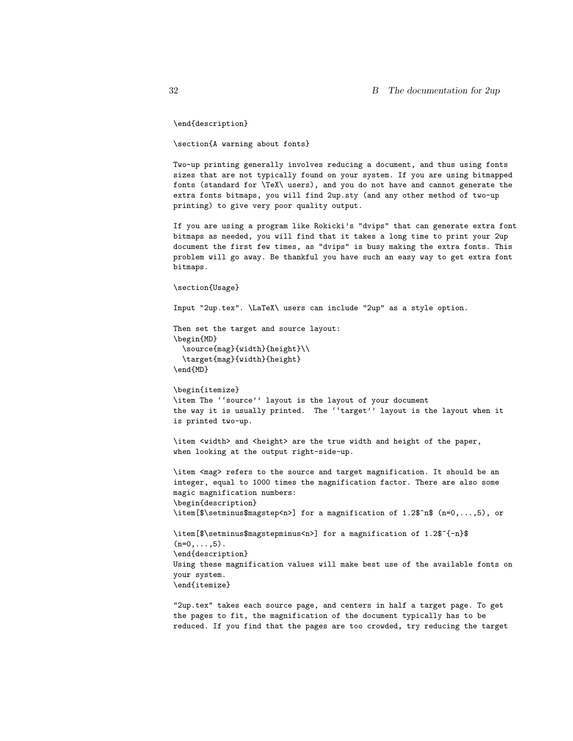```
\end{description}

\section{A warning about fonts}

Two-up printing generally involves reducing a document, and thus using fonts
sizes that are not typically found on your system. If you are using bitmapped
fonts (standard for \TeX\ users), and you do not have and cannot generate the
extra fonts bitmaps, you will find 2up.sty (and any other method of two-up
printing) to give very poor quality output.

If you are using a program like Rokicki's "dvips" that can generate extra font
bitmaps as needed, you will find that it takes a long time to print your 2up
document the first few times, as "dvips" is busy making the extra fonts. This
problem will go away. Be thankful you have such an easy way to get extra font
bitmaps.

\section{Usage}

Input "2up.tex". \LaTeX\ users can include "2up" as a style option.

Then set the target and source layout:
\begin{MD}
  \source{mag}{width}{height}\\
  \target{mag}{width}{height}
\end{MD}

\begin{itemize}
\item The ``source'' layout is the layout of your document
the way it is usually printed.  The ``target'' layout is the layout when it
is printed two-up.

\item <width> and <height> are the true width and height of the paper,
when looking at the output right-side-up.

\item <mag> refers to the source and target magnification. It should be an
integer, equal to 1000 times the magnification factor. There are also some
magic magnification numbers:
\begin{description}
\item[$\setminus$magstep<n>] for a magnification of 1.2$^n$ (n=0,...,5), or

\item[$\setminus$magstepminus<n>] for a magnification of 1.2$^{-n}$
(n=0,...,5).
\end{description}
Using these magnification values will make best use of the available fonts on
your system.
\end{itemize}

"2up.tex" takes each source page, and centers in half a target page. To get
the pages to fit, the magnification of the document typically has to be
reduced. If you find that the pages are too crowded, try reducing the target
```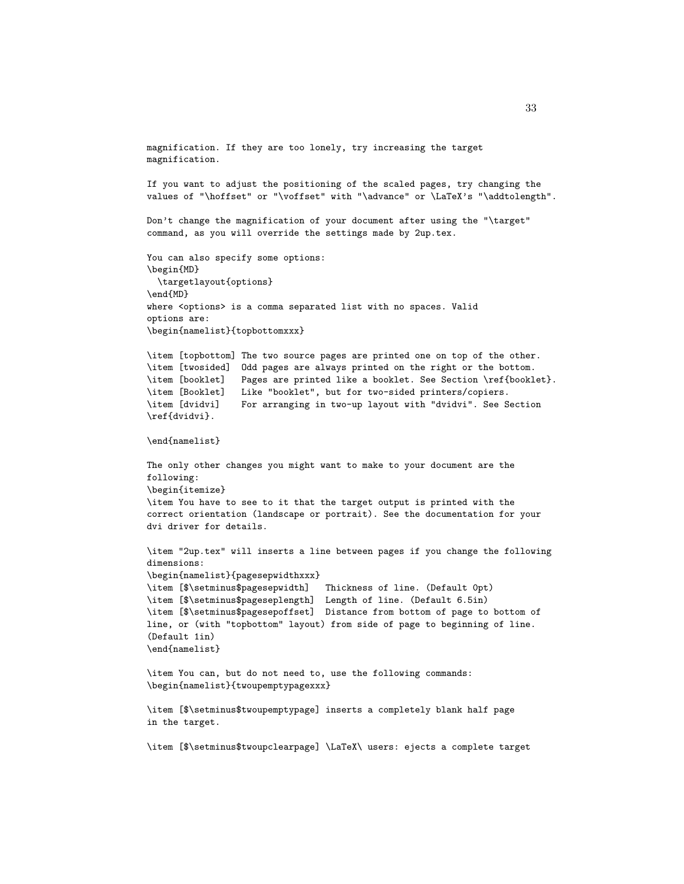```
magnification. If they are too lonely, try increasing the target
magnification.

If you want to adjust the positioning of the scaled pages, try changing the
values of "\hoffset" or "\voffset" with "\advance" or \LaTeX's "\addtolength".

Don't change the magnification of your document after using the "\target"
command, as you will override the settings made by 2up.tex.

You can also specify some options:
\begin{MD}
  \targetlayout{options}
\end{MD}
where <options> is a comma separated list with no spaces. Valid
options are:
\begin{namelist}{topbottomxxx}

\item [topbottom] The two source pages are printed one on top of the other.
\item [twosided]  Odd pages are always printed on the right or the bottom.
\item [booklet]   Pages are printed like a booklet. See Section \ref{booklet}.
\item [Booklet]   Like "booklet", but for two-sided printers/copiers.
\item [dvidvi]    For arranging in two-up layout with "dvidvi". See Section
\ref{dvidvi}.

\end{namelist}

The only other changes you might want to make to your document are the
following:
\begin{itemize}
\item You have to see to it that the target output is printed with the
correct orientation (landscape or portrait). See the documentation for your
dvi driver for details.

\item "2up.tex" will inserts a line between pages if you change the following
dimensions:
\begin{namelist}{pagesepwidthxxx}
\item [$\setminus$pagesepwidth]   Thickness of line. (Default 0pt)
\item [$\setminus$pageseplength]  Length of line. (Default 6.5in)
\item [$\setminus$pagesepoffset]  Distance from bottom of page to bottom of
line, or (with "topbottom" layout) from side of page to beginning of line.
(Default 1in)
\end{namelist}

\item You can, but do not need to, use the following commands:
\begin{namelist}{twoupemptypagexxx}

\item [$\setminus$twoupemptypage] inserts a completely blank half page
in the target.

\item [$\setminus$twoupclearpage] \LaTeX\ users: ejects a complete target
```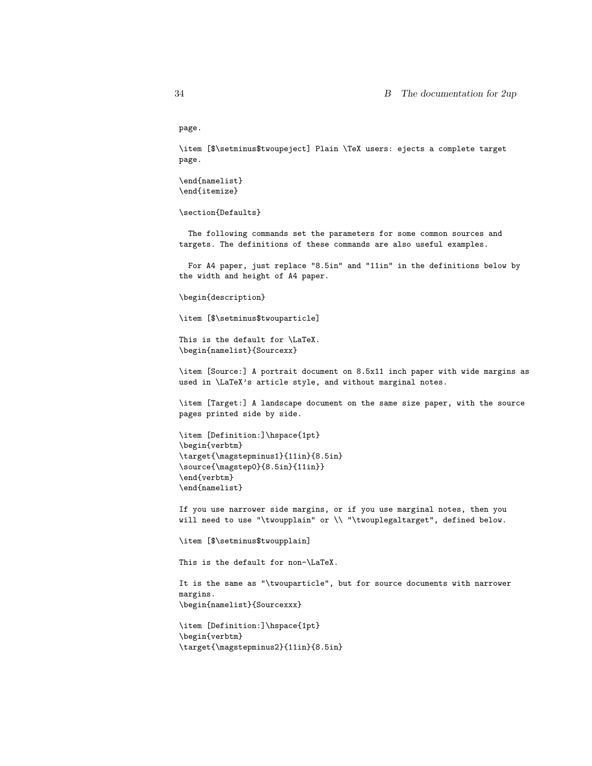```
page.

\item [$\setminus$twoupeject] Plain \TeX users: ejects a complete target
page.

\end{namelist}
\end{itemize}

\section{Defaults}

  The following commands set the parameters for some common sources and
targets. The definitions of these commands are also useful examples.

  For A4 paper, just replace "8.5in" and "11in" in the definitions below by
the width and height of A4 paper.

\begin{description}

\item [$\setminus$twouparticle]

This is the default for \LaTeX.
\begin{namelist}{Sourcexx}

\item [Source:] A portrait document on 8.5x11 inch paper with wide margins as
used in \LaTeX's article style, and without marginal notes.

\item [Target:] A landscape document on the same size paper, with the source
pages printed side by side.

\item [Definition:]\hspace{1pt}
\begin{verbtm}
\target{\magstepminus1}{11in}{8.5in}
\source{\magstep0}{8.5in}{11in}}
\end{verbtm}
\end{namelist}

If you use narrower side margins, or if you use marginal notes, then you
will need to use "\twouplain" or \\ "\twouplegaltarget", defined below.

\item [$\setminus$twouplain]

This is the default for non-\LaTeX.

It is the same as "\twouparticle", but for source documents with narrower
margins.
\begin{namelist}{Sourcexxx}

\item [Definition:]\hspace{1pt}
\begin{verbtm}
\target{\magstepminus2}{11in}{8.5in}
```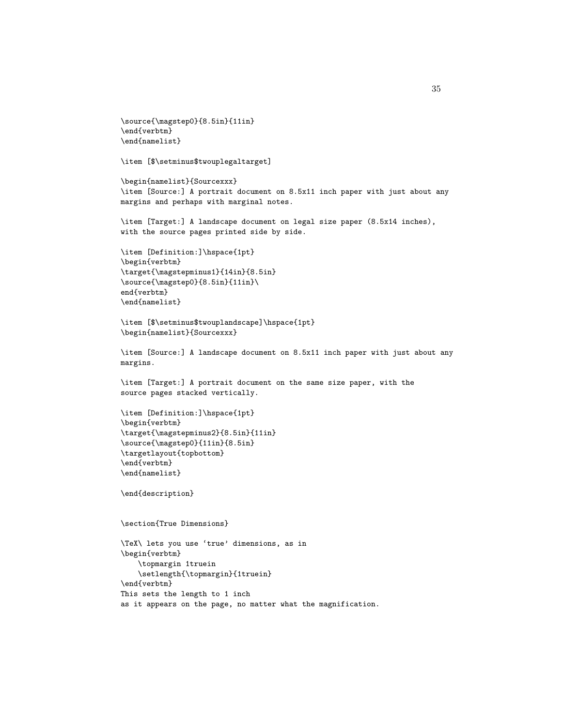```
\source{\magstep0}{8.5in}{11in}
\end{verbtm}
\end{namelist}

\item [$\setminus$twouplegaltarget]

\begin{namelist}{Sourcexxx}
\item [Source:] A portrait document on 8.5x11 inch paper with just about any
margins and perhaps with marginal notes.

\item [Target:] A landscape document on legal size paper (8.5x14 inches),
with the source pages printed side by side.

\item [Definition:]\hspace{1pt}
\begin{verbtm}
\target{\magstepminus1}{14in}{8.5in}
\source{\magstep0}{8.5in}{11in}\
end{verbtm}
\end{namelist}

\item [$\setminus$twouplandscape]\hspace{1pt}
\begin{namelist}{Sourcexxx}

\item [Source:] A landscape document on 8.5x11 inch paper with just about any
margins.

\item [Target:] A portrait document on the same size paper, with the
source pages stacked vertically.

\item [Definition:]\hspace{1pt}
\begin{verbtm}
\target{\magstepminus2}{8.5in}{11in}
\source{\magstep0}{11in}{8.5in}
\targetlayout{topbottom}
\end{verbtm}
\end{namelist}

\end{description}


\section{True Dimensions}

\TeX\ lets you use ‘true’ dimensions, as in
\begin{verbtm}
    \topmargin 1truein
    \setlength{\topmargin}{1truein}
\end{verbtm}
This sets the length to 1 inch
as it appears on the page, no matter what the magnification.
```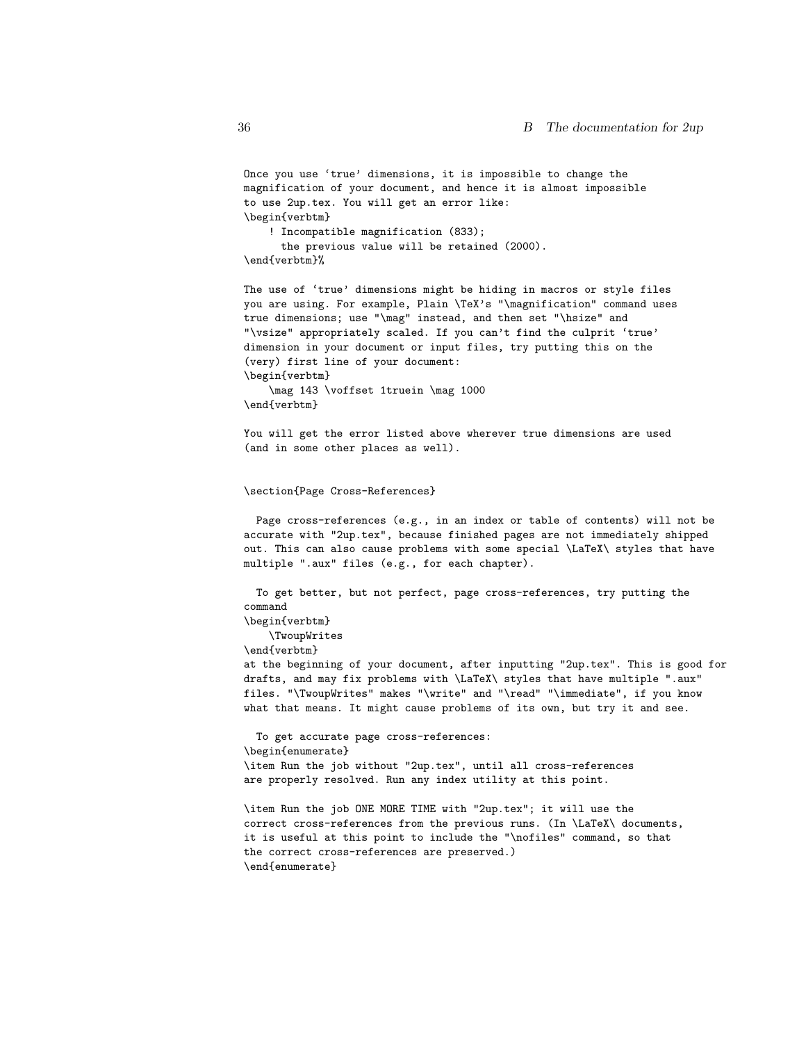```
Once you use ‘true’ dimensions, it is impossible to change the
magnification of your document, and hence it is almost impossible
to use 2up.tex. You will get an error like:
\begin{verbtm}
    ! Incompatible magnification (833);
      the previous value will be retained (2000).
\end{verbtm}%

The use of ‘true’ dimensions might be hiding in macros or style files
you are using. For example, Plain \TeX’s "\magnification" command uses
true dimensions; use "\mag" instead, and then set "\hsize" and
"\vsize" appropriately scaled. If you can’t find the culprit ‘true’
dimension in your document or input files, try putting this on the
(very) first line of your document:
\begin{verbtm}
    \mag 143 \voffset 1truein \mag 1000
\end{verbtm}

You will get the error listed above wherever true dimensions are used
(and in some other places as well).


\section{Page Cross-References}

  Page cross-references (e.g., in an index or table of contents) will not be
accurate with "2up.tex", because finished pages are not immediately shipped
out. This can also cause problems with some special \LaTeX\ styles that have
multiple ".aux" files (e.g., for each chapter).

  To get better, but not perfect, page cross-references, try putting the
command
\begin{verbtm}
    \TwoupWrites
\end{verbtm}
at the beginning of your document, after inputting "2up.tex". This is good for
drafts, and may fix problems with \LaTeX\ styles that have multiple ".aux"
files. "\TwoupWrites" makes "\write" and "\read" "\immediate", if you know
what that means. It might cause problems of its own, but try it and see.

  To get accurate page cross-references:
\begin{enumerate}
\item Run the job without "2up.tex", until all cross-references
are properly resolved. Run any index utility at this point.

\item Run the job ONE MORE TIME with "2up.tex"; it will use the
correct cross-references from the previous runs. (In \LaTeX\ documents,
it is useful at this point to include the "\nofiles" command, so that
the correct cross-references are preserved.)
\end{enumerate}
```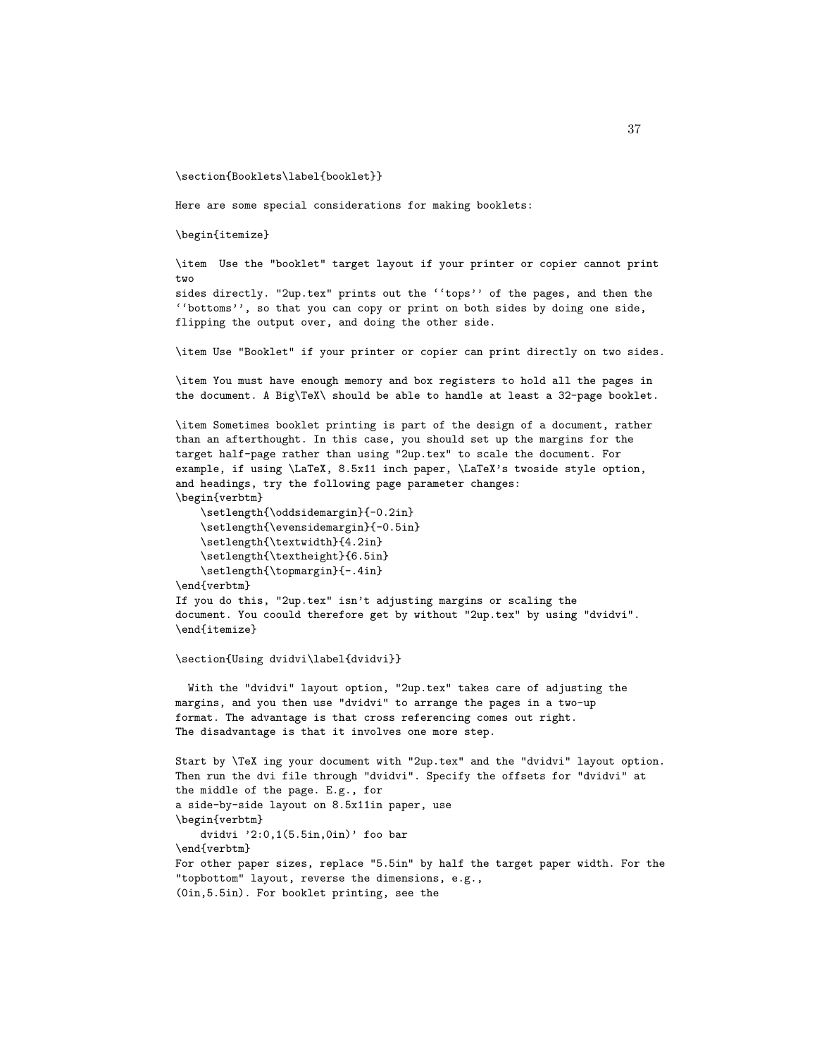\section{Booklets\label{booklet}}

Here are some special considerations for making booklets:

\begin{itemize}

\item  Use the "booklet" target layout if your printer or copier cannot print two
sides directly. "2up.tex" prints out the ''tops'' of the pages, and then the
''bottoms'', so that you can copy or print on both sides by doing one side,
flipping the output over, and doing the other side.

\item Use "Booklet" if your printer or copier can print directly on two sides.

\item You must have enough memory and box registers to hold all the pages in
the document. A Big\TeX\ should be able to handle at least a 32-page booklet.

\item Sometimes booklet printing is part of the design of a document, rather
than an afterthought. In this case, you should set up the margins for the
target half-page rather than using "2up.tex" to scale the document. For
example, if using \LaTeX, 8.5x11 inch paper, \LaTeX's twoside style option,
and headings, try the following page parameter changes:

```
\begin{verbtm}
    \setlength{\oddsidemargin}{-0.2in}
    \setlength{\evensidemargin}{-0.5in}
    \setlength{\textwidth}{4.2in}
    \setlength{\textheight}{6.5in}
    \setlength{\topmargin}{-.4in}
\end{verbtm}
```

If you do this, "2up.tex" isn't adjusting margins or scaling the
document. You coould therefore get by without "2up.tex" by using "dvidvi".
\end{itemize}

\section{Using dvidvi\label{dvidvi}}

With the "dvidvi" layout option, "2up.tex" takes care of adjusting the
margins, and you then use "dvidvi" to arrange the pages in a two-up
format. The advantage is that cross referencing comes out right.
The disadvantage is that it involves one more step.

Start by \TeX ing your document with "2up.tex" and the "dvidvi" layout option.
Then run the dvi file through "dvidvi". Specify the offsets for "dvidvi" at
the middle of the page. E.g., for
a side-by-side layout on 8.5x11in paper, use

```
\begin{verbtm}
    dvidvi '2:0,1(5.5in,0in)' foo bar
\end{verbtm}
```

For other paper sizes, replace "5.5in" by half the target paper width. For the
"topbottom" layout, reverse the dimensions, e.g.,
(0in,5.5in). For booklet printing, see the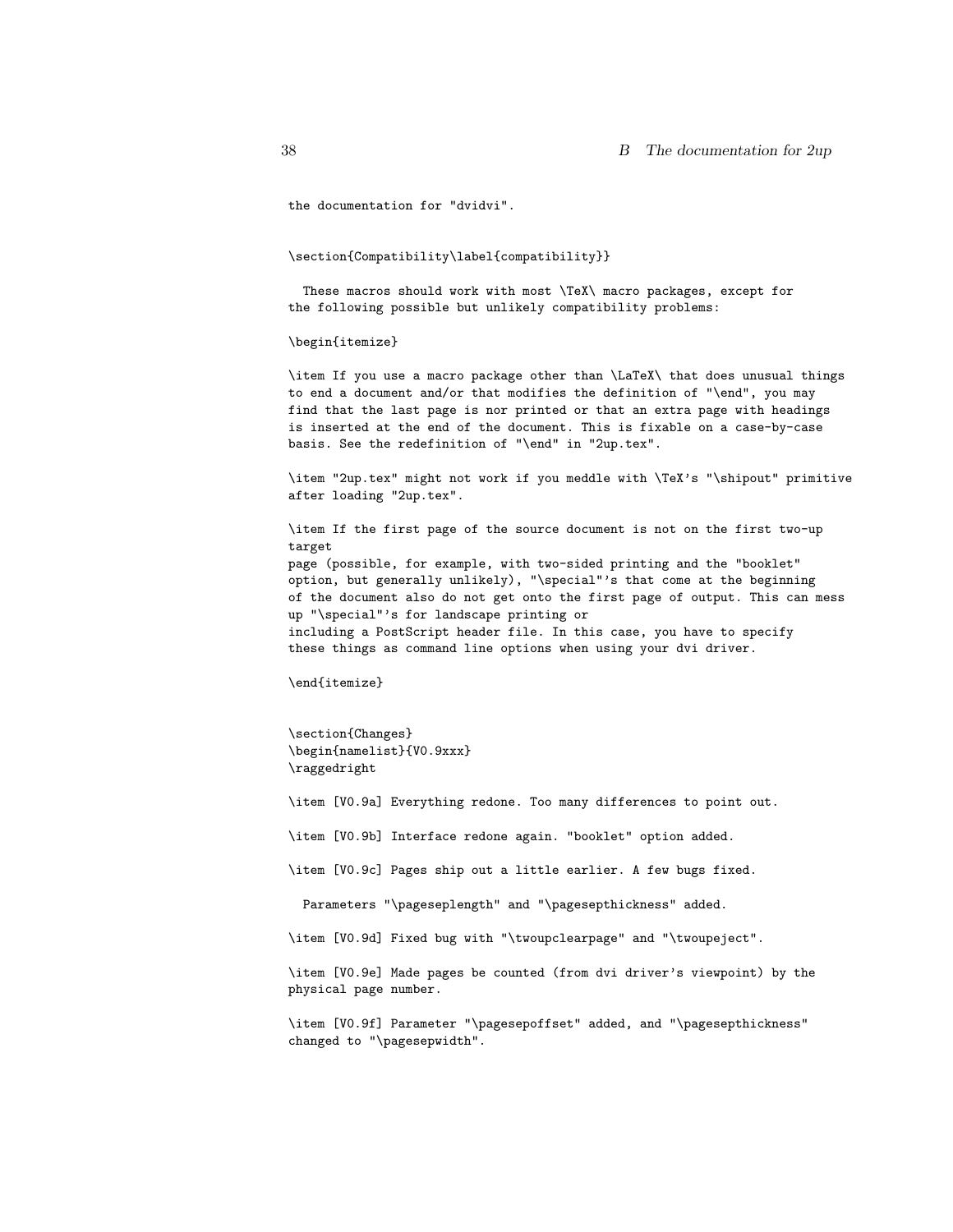```
the documentation for "dvidvi".


\section{Compatibility\label{compatibility}}

  These macros should work with most \TeX\ macro packages, except for
the following possible but unlikely compatibility problems:

\begin{itemize}

\item If you use a macro package other than \LaTeX\ that does unusual things
to end a document and/or that modifies the definition of "\end", you may
find that the last page is nor printed or that an extra page with headings
is inserted at the end of the document. This is fixable on a case-by-case
basis. See the redefinition of "\end" in "2up.tex".

\item "2up.tex" might not work if you meddle with \TeX's "\shipout" primitive
after loading "2up.tex".

\item If the first page of the source document is not on the first two-up
target
page (possible, for example, with two-sided printing and the "booklet"
option, but generally unlikely), "\special"'s that come at the beginning
of the document also do not get onto the first page of output. This can mess
up "\special"'s for landscape printing or
including a PostScript header file. In this case, you have to specify
these things as command line options when using your dvi driver.

\end{itemize}


\section{Changes}
\begin{namelist}{V0.9xxx}
\raggedright

\item [V0.9a] Everything redone. Too many differences to point out.

\item [V0.9b] Interface redone again. "booklet" option added.

\item [V0.9c] Pages ship out a little earlier. A few bugs fixed.

  Parameters "\pageseplength" and "\pagesepthickness" added.

\item [V0.9d] Fixed bug with "\twoupclearpage" and "\twoupeject".

\item [V0.9e] Made pages be counted (from dvi driver's viewpoint) by the
physical page number.

\item [V0.9f] Parameter "\pagesepoffset" added, and "\pagesepthickness"
changed to "\pagesepwidth".
```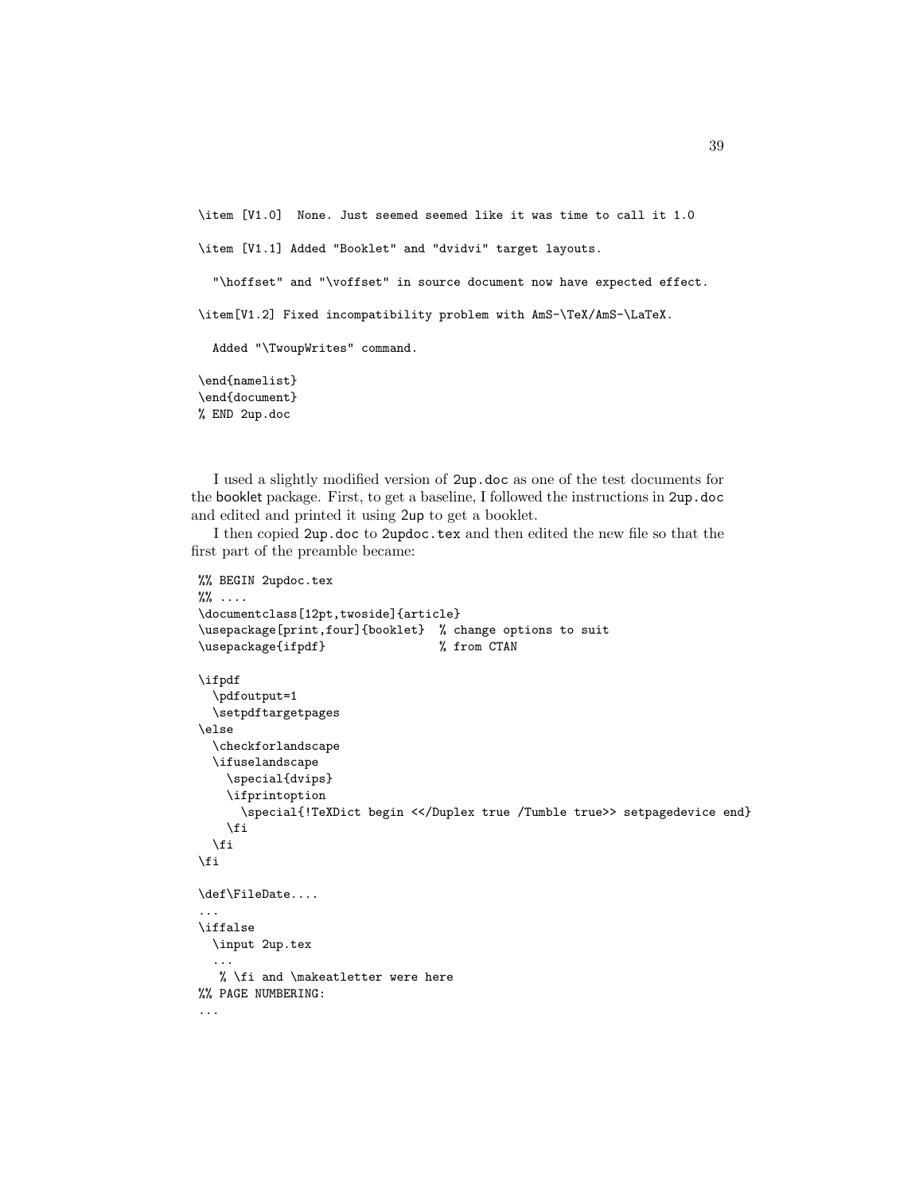```
\item [V1.0]  None. Just seemed seemed like it was time to call it 1.0

\item [V1.1] Added "Booklet" and "dvidvi" target layouts.

  "\hoffset" and "\voffset" in source document now have expected effect.

\item[V1.2] Fixed incompatibility problem with AmS-\TeX/AmS-\LaTeX.

  Added "\TwoupWrites" command.

\end{namelist}
\end{document}
% END 2up.doc
```

I used a slightly modified version of 2up.doc as one of the test documents for the booklet package. First, to get a baseline, I followed the instructions in 2up.doc and edited and printed it using 2up to get a booklet.

I then copied 2up.doc to 2updoc.tex and then edited the new file so that the first part of the preamble became:

```
%% BEGIN 2updoc.tex
%% ....
\documentclass[12pt,twoside]{article}
\usepackage[print,four]{booklet}  % change options to suit
\usepackage{ifpdf}                % from CTAN

\ifpdf
  \pdfoutput=1
  \setpdftargetpages
\else
  \checkforlandscape
  \ifuselandscape
    \special{dvips}
    \ifprintoption
      \special{!TeXDict begin <</Duplex true /Tumble true>> setpagedevice end}
    \fi
  \fi
\fi

\def\FileDate....
...
\iffalse
  \input 2up.tex
  ...
   % \fi and \makeatletter were here
%% PAGE NUMBERING:
...
```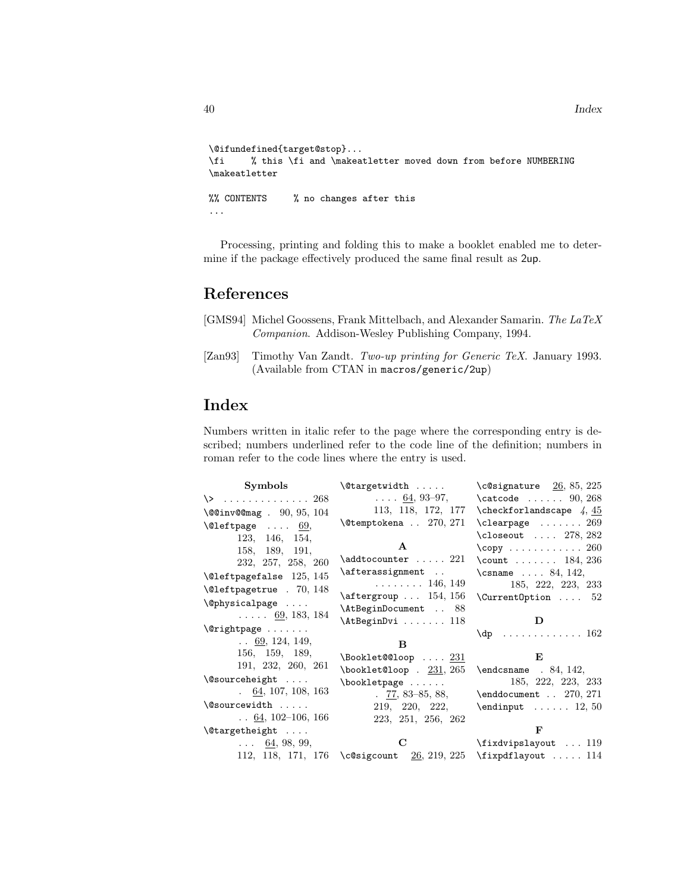```
\@ifundefined{target@stop}...
\fi     % this \fi and \makeatletter moved down from before NUMBERING
\makeatletter

%% CONTENTS     % no changes after this
...
```

Processing, printing and folding this to make a booklet enabled me to determine if the package effectively produced the same final result as 2up.

# References

[GMS94] Michel Goossens, Frank Mittelbach, and Alexander Samarin. *The LaTeX Companion*. Addison-Wesley Publishing Company, 1994.

[Zan93] Timothy Van Zandt. *Two-up printing for Generic TeX*. January 1993. (Available from CTAN in macros/generic/2up)

# Index

Numbers written in italic refer to the page where the corresponding entry is described; numbers underlined refer to the code line of the definition; numbers in roman refer to the code lines where the entry is used.

**Symbols**

\> . . . . . . . . . . . . . . 268
\@@inv@@mag . 90, 95, 104
\@leftpage . . . . 69, 123, 146, 154, 158, 189, 191, 232, 257, 258, 260
\@leftpagefalse 125, 145
\@leftpagetrue . 70, 148
\@physicalpage . . . . . . . . . 69, 183, 184
\@rightpage . . . . . . . . . 69, 124, 149, 156, 159, 189, 191, 232, 260, 261
\@sourceheight . . . . . 64, 107, 108, 163
\@sourcewidth . . . . . . 64, 102–106, 166
\@targetheight . . . . . . . 64, 98, 99, 112, 118, 171, 176
\@targetwidth . . . . . . . . . 64, 93–97, 113, 118, 172, 177
\@temptokena . . 270, 271

**A**

\addtocounter . . . . . 221
\afterassignment . . . . . . . . . . 146, 149
\aftergroup . . . 154, 156
\AtBeginDocument . . 88
\AtBeginDvi . . . . . . . 118

**B**

\Booklet@@loop . . . . 231
\booklet@loop . 231, 265
\bookletpage . . . . . . . 77, 83–85, 88, 219, 220, 222, 223, 251, 256, 262

**C**

\c@sigcount 26, 219, 225
\c@signature 26, 85, 225
\catcode . . . . . . 90, 268
\checkforlandscape *4*, 45
\clearpage . . . . . . . 269
\closeout . . . . 278, 282
\copy . . . . . . . . . . . . 260
\count . . . . . . . 184, 236
\csname . . . . 84, 142, 185, 222, 223, 233
\CurrentOption . . . . 52

**D**

\dp . . . . . . . . . . . . . 162

**E**

\endcsname . 84, 142, 185, 222, 223, 233
\enddocument . . 270, 271
\endinput . . . . . . 12, 50

**F**

\fixdvipslayout . . . 119
\fixpdflayout . . . . . 114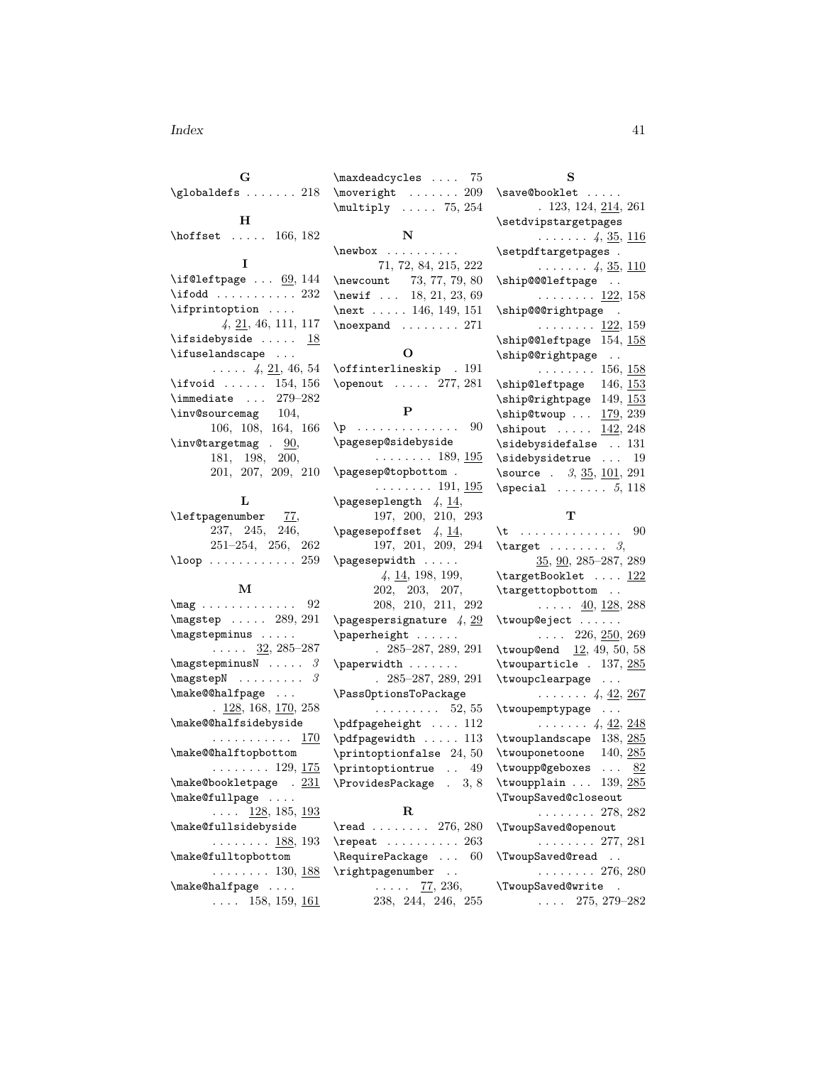**G**

\globaldefs . . . . . . . 218

**H**

\hoffset . . . . . 166, 182

**I**

\if@leftpage . . . _69_, 144
\ifodd . . . . . . . . . . . 232
\ifprintoption . . . . *4*, _21_, 46, 111, 117
\ifsidebyside . . . . . _18_
\ifuselandscape . . . . . . . . *4*, _21_, 46, 54
\ifvoid . . . . . . 154, 156
\immediate . . . 279–282
\inv@sourcemag 104, 106, 108, 164, 166
\inv@targetmag . _90_, 181, 198, 200, 201, 207, 209, 210

**L**

\leftpagenumber _77_, 237, 245, 246, 251–254, 256, 262
\loop . . . . . . . . . . . . 259

**M**

\mag . . . . . . . . . . . . . 92
\magstep . . . . . 289, 291
\magstepminus . . . . . . . . . . _32_, 285–287
\magstepminusN . . . . . *3*
\magstepN . . . . . . . . . *3*
\make@@halfpage . . . . _128_, 168, _170_, 258
\make@@halfsidebyside . . . . . . . . . . . _170_
\make@@halftopbottom . . . . . . . . 129, _175_
\make@bookletpage . _231_
\make@fullpage . . . . . . . . _128_, 185, _193_
\make@fullsidebyside . . . . . . . . _188_, 193
\make@fulltopbottom . . . . . . . . 130, _188_
\make@halfpage . . . . . . . . 158, 159, _161_
\maxdeadcycles . . . . 75
\moveright . . . . . . . 209
\multiply . . . . . 75, 254

**N**

\newbox . . . . . . . . . . 71, 72, 84, 215, 222
\newcount 73, 77, 79, 80
\newif . . . 18, 21, 23, 69
\next . . . . . 146, 149, 151
\noexpand . . . . . . . . 271

**O**

\offinterlineskip . 191
\openout . . . . . 277, 281

**P**

\p . . . . . . . . . . . . . . 90
\pagesep@sidebyside . . . . . . . . 189, _195_
\pagesep@topbottom . . . . . . . . . 191, _195_
\pageseplength *4*, _14_, 197, 200, 210, 293
\pagesepoffset *4*, _14_, 197, 201, 209, 294
\pagesepwidth . . . . . *4*, _14_, 198, 199, 202, 203, 207, 208, 210, 211, 292
\pagespersignature *4*, _29_
\paperheight . . . . . . . 285–287, 289, 291
\paperwidth . . . . . . . . 285–287, 289, 291
\PassOptionsToPackage . . . . . . . . . 52, 55
\pdfpageheight . . . . 112
\pdfpagewidth . . . . . 113
\printoptionfalse 24, 50
\printoptiontrue . . 49
\ProvidesPackage . 3, 8

**R**

\read . . . . . . . . 276, 280
\repeat . . . . . . . . . . 263
\RequirePackage . . . 60
\rightpagenumber . . . . . . . _77_, 236, 238, 244, 246, 255

**S**

\save@booklet . . . . . . 123, 124, _214_, 261
\setdvipstargetpages . . . . . . . *4*, _35_, _116_
\setpdftargetpages . . . . . . . . *4*, _35_, _110_
\ship@@@leftpage . . . . . . . . . . _122_, 158
\ship@@@rightpage . . . . . . . . . _122_, 159
\ship@@leftpage 154, _158_
\ship@@rightpage . . . . . . . . . . 156, _158_
\ship@leftpage 146, _153_
\ship@rightpage 149, _153_
\ship@twoup . . . _179_, 239
\shipout . . . . . _142_, 248
\sidebysidefalse . . 131
\sidebysidetrue . . . 19
\source . *3*, _35_, _101_, 291
\special . . . . . . . *5*, 118

**T**

\t . . . . . . . . . . . . . . 90
\target . . . . . . . . *3*, _35_, _90_, 285–287, 289
\targetBooklet . . . . _122_
\targettopbottom . . . . . . . _40_, _128_, 288
\twoup@eject . . . . . . . . . . 226, _250_, 269
\twoup@end _12_, 49, 50, 58
\twouparticle . 137, _285_
\twoupclearpage . . . . . . . . . . *4*, _42_, _267_
\twoupemptypage . . . . . . . . . . *4*, _42_, _248_
\twouplandscape 138, _285_
\twouponetoone 140, _285_
\twoupp@geboxes . . . _82_
\twoupplain . . . 139, _285_
\TwoupSaved@closeout . . . . . . . . 278, 282
\TwoupSaved@openout . . . . . . . . 277, 281
\TwoupSaved@read . . . . . . . . . . 276, 280
\TwoupSaved@write . . . . . 275, 279–282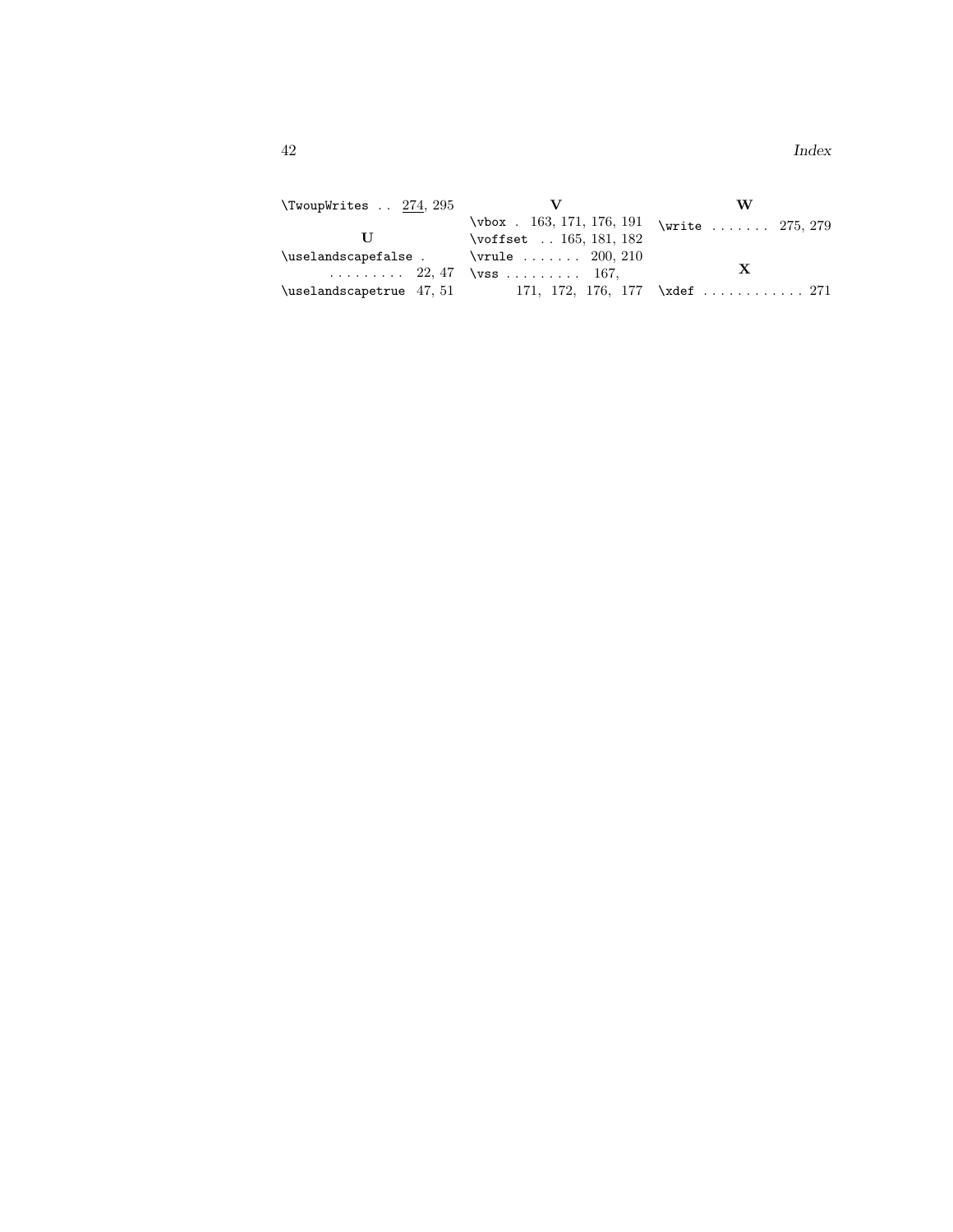\TwoupWrites . . 274, 295

**U**

\uselandscapefalse . . . . . . . . . . 22, 47

\uselandscapetrue 47, 51

**V**

\vbox . 163, 171, 176, 191

\voffset . . 165, 181, 182

\vrule . . . . . . . 200, 210

\vss . . . . . . . . . 167, 171, 172, 176, 177

**W**

\write . . . . . . . 275, 279

**X**

\xdef . . . . . . . . . . . . 271